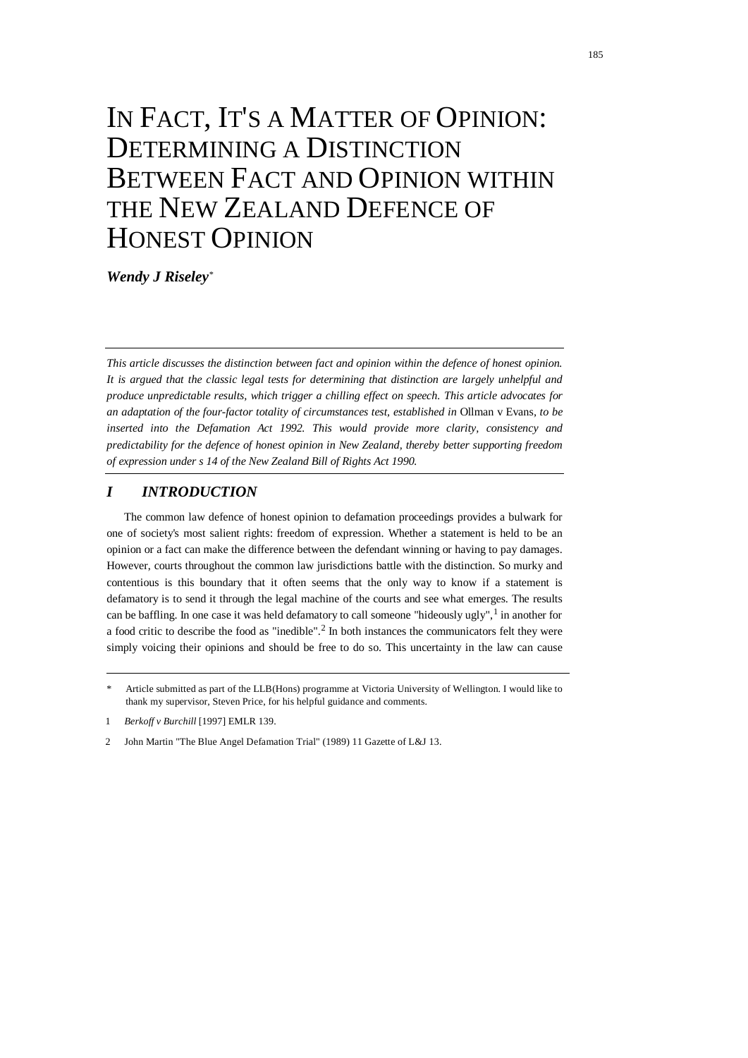# In Fact, It's a Matter of Opinion: Determining a Distinction Between Fact and Opinion within the New Zealand Defence of Honest Opinion

***Wendy J Riseley****

*This article discusses the distinction between fact and opinion within the defence of honest opinion. It is argued that the classic legal tests for determining that distinction are largely unhelpful and produce unpredictable results, which trigger a chilling effect on speech. This article advocates for an adaptation of the four-factor totality of circumstances test, established in* Ollman v Evans*, to be inserted into the Defamation Act 1992. This would provide more clarity, consistency and predictability for the defence of honest opinion in New Zealand, thereby better supporting freedom of expression under s 14 of the New Zealand Bill of Rights Act 1990.*

## *I INTRODUCTION*

The common law defence of honest opinion to defamation proceedings provides a bulwark for one of society's most salient rights: freedom of expression. Whether a statement is held to be an opinion or a fact can make the difference between the defendant winning or having to pay damages. However, courts throughout the common law jurisdictions battle with the distinction. So murky and contentious is this boundary that it often seems that the only way to know if a statement is defamatory is to send it through the legal machine of the courts and see what emerges. The results can be baffling. In one case it was held defamatory to call someone "hideously ugly",[1] in another for a food critic to describe the food as "inedible".[2] In both instances the communicators felt they were simply voicing their opinions and should be free to do so. This uncertainty in the law can cause

---

\* Article submitted as part of the LLB(Hons) programme at Victoria University of Wellington. I would like to thank my supervisor, Steven Price, for his helpful guidance and comments.

1 *Berkoff v Burchill* [1997] EMLR 139.

2 John Martin "The Blue Angel Defamation Trial" (1989) 11 Gazette of L&J 13.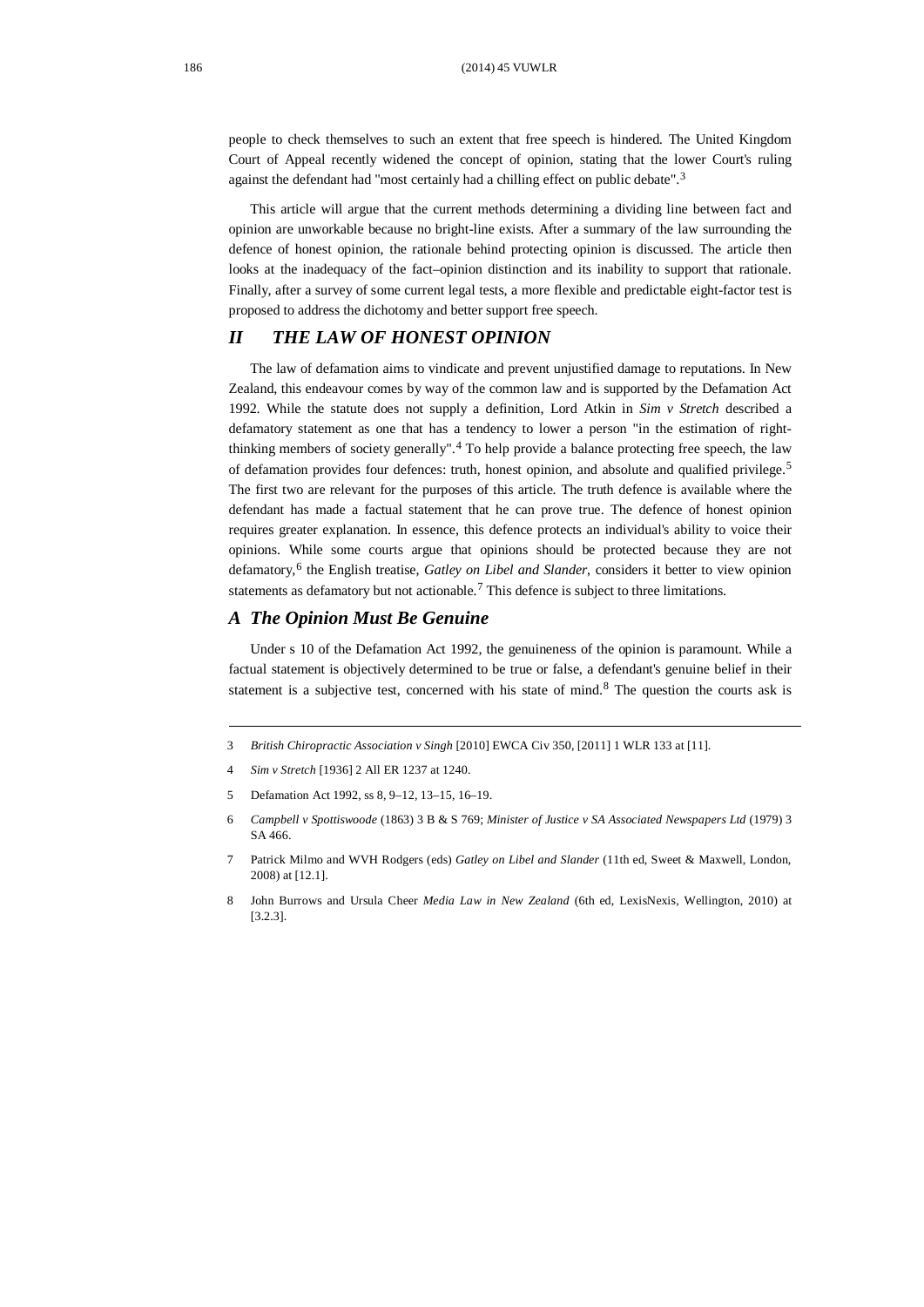people to check themselves to such an extent that free speech is hindered. The United Kingdom Court of Appeal recently widened the concept of opinion, stating that the lower Court's ruling against the defendant had "most certainly had a chilling effect on public debate".[3]

This article will argue that the current methods determining a dividing line between fact and opinion are unworkable because no bright-line exists. After a summary of the law surrounding the defence of honest opinion, the rationale behind protecting opinion is discussed. The article then looks at the inadequacy of the fact–opinion distinction and its inability to support that rationale. Finally, after a survey of some current legal tests, a more flexible and predictable eight-factor test is proposed to address the dichotomy and better support free speech.

## *II THE LAW OF HONEST OPINION*

The law of defamation aims to vindicate and prevent unjustified damage to reputations. In New Zealand, this endeavour comes by way of the common law and is supported by the Defamation Act 1992. While the statute does not supply a definition, Lord Atkin in *Sim v Stretch* described a defamatory statement as one that has a tendency to lower a person "in the estimation of right-thinking members of society generally".[4] To help provide a balance protecting free speech, the law of defamation provides four defences: truth, honest opinion, and absolute and qualified privilege.[5] The first two are relevant for the purposes of this article. The truth defence is available where the defendant has made a factual statement that he can prove true. The defence of honest opinion requires greater explanation. In essence, this defence protects an individual's ability to voice their opinions. While some courts argue that opinions should be protected because they are not defamatory,[6] the English treatise, *Gatley on Libel and Slander*, considers it better to view opinion statements as defamatory but not actionable.[7] This defence is subject to three limitations.

### *A The Opinion Must Be Genuine*

Under s 10 of the Defamation Act 1992, the genuineness of the opinion is paramount. While a factual statement is objectively determined to be true or false, a defendant's genuine belief in their statement is a subjective test, concerned with his state of mind.[8] The question the courts ask is

---

3 *British Chiropractic Association v Singh* [2010] EWCA Civ 350, [2011] 1 WLR 133 at [11].

4 *Sim v Stretch* [1936] 2 All ER 1237 at 1240.

5 Defamation Act 1992, ss 8, 9–12, 13–15, 16–19.

6 *Campbell v Spottiswoode* (1863) 3 B & S 769; *Minister of Justice v SA Associated Newspapers Ltd* (1979) 3 SA 466.

7 Patrick Milmo and WVH Rodgers (eds) *Gatley on Libel and Slander* (11th ed, Sweet & Maxwell, London, 2008) at [12.1].

8 John Burrows and Ursula Cheer *Media Law in New Zealand* (6th ed, LexisNexis, Wellington, 2010) at [3.2.3].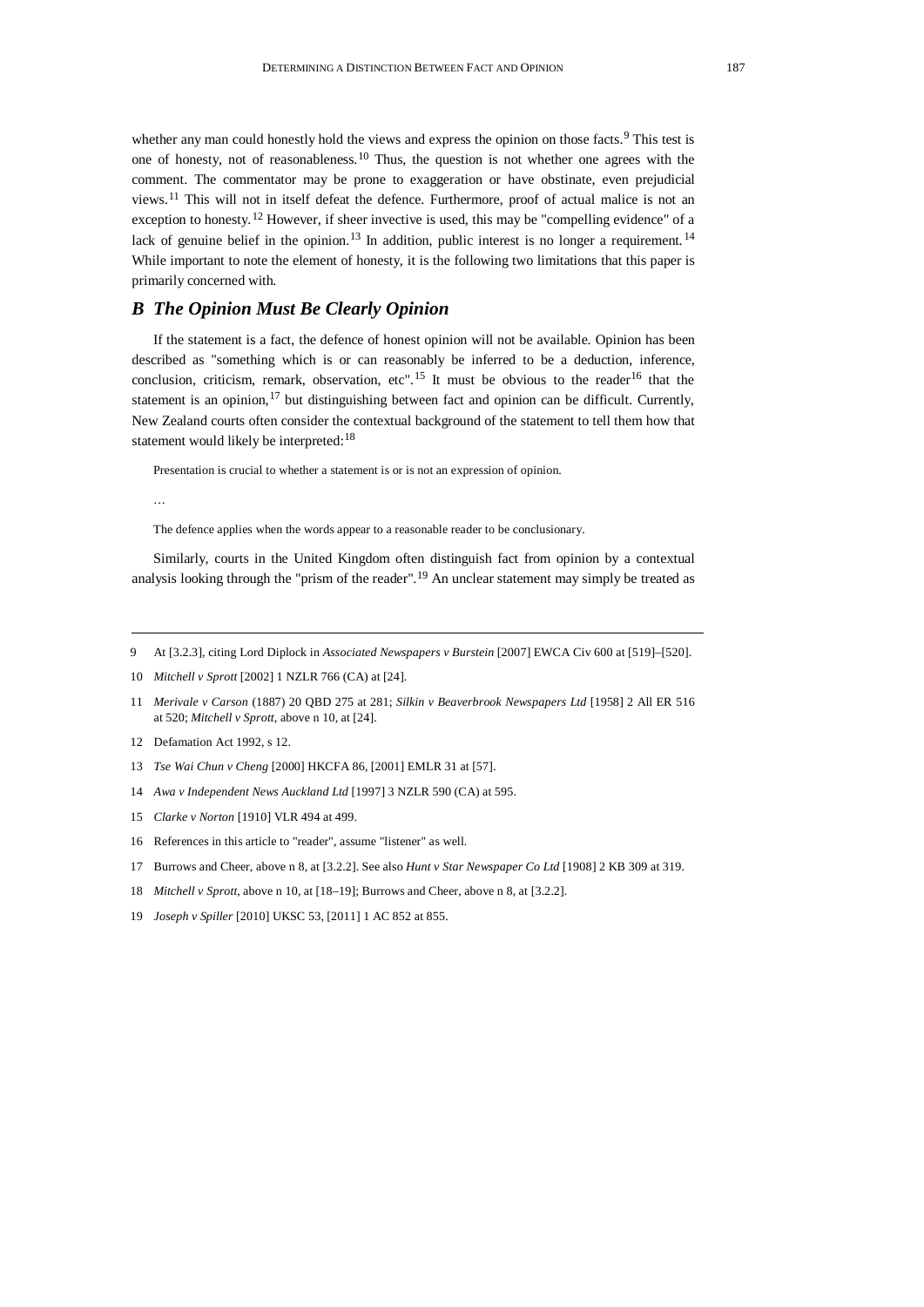whether any man could honestly hold the views and express the opinion on those facts.[9] This test is one of honesty, not of reasonableness.[10] Thus, the question is not whether one agrees with the comment. The commentator may be prone to exaggeration or have obstinate, even prejudicial views.[11] This will not in itself defeat the defence. Furthermore, proof of actual malice is not an exception to honesty.[12] However, if sheer invective is used, this may be "compelling evidence" of a lack of genuine belief in the opinion.[13] In addition, public interest is no longer a requirement.[14] While important to note the element of honesty, it is the following two limitations that this paper is primarily concerned with.

### *B The Opinion Must Be Clearly Opinion*

If the statement is a fact, the defence of honest opinion will not be available. Opinion has been described as "something which is or can reasonably be inferred to be a deduction, inference, conclusion, criticism, remark, observation, etc".[15] It must be obvious to the reader[16] that the statement is an opinion,[17] but distinguishing between fact and opinion can be difficult. Currently, New Zealand courts often consider the contextual background of the statement to tell them how that statement would likely be interpreted:[18]

> Presentation is crucial to whether a statement is or is not an expression of opinion.
>
> …
>
> The defence applies when the words appear to a reasonable reader to be conclusionary.

Similarly, courts in the United Kingdom often distinguish fact from opinion by a contextual analysis looking through the "prism of the reader".[19] An unclear statement may simply be treated as

---

9 At [3.2.3], citing Lord Diplock in *Associated Newspapers v Burstein* [2007] EWCA Civ 600 at [519]–[520].

10 *Mitchell v Sprott* [2002] 1 NZLR 766 (CA) at [24].

11 *Merivale v Carson* (1887) 20 QBD 275 at 281; *Silkin v Beaverbrook Newspapers Ltd* [1958] 2 All ER 516 at 520; *Mitchell v Sprott*, above n 10, at [24].

12 Defamation Act 1992, s 12.

13 *Tse Wai Chun v Cheng* [2000] HKCFA 86, [2001] EMLR 31 at [57].

14 *Awa v Independent News Auckland Ltd* [1997] 3 NZLR 590 (CA) at 595.

15 *Clarke v Norton* [1910] VLR 494 at 499.

16 References in this article to "reader", assume "listener" as well.

17 Burrows and Cheer, above n 8, at [3.2.2]. See also *Hunt v Star Newspaper Co Ltd* [1908] 2 KB 309 at 319.

18 *Mitchell v Sprott*, above n 10, at [18–19]; Burrows and Cheer, above n 8, at [3.2.2].

19 *Joseph v Spiller* [2010] UKSC 53, [2011] 1 AC 852 at 855.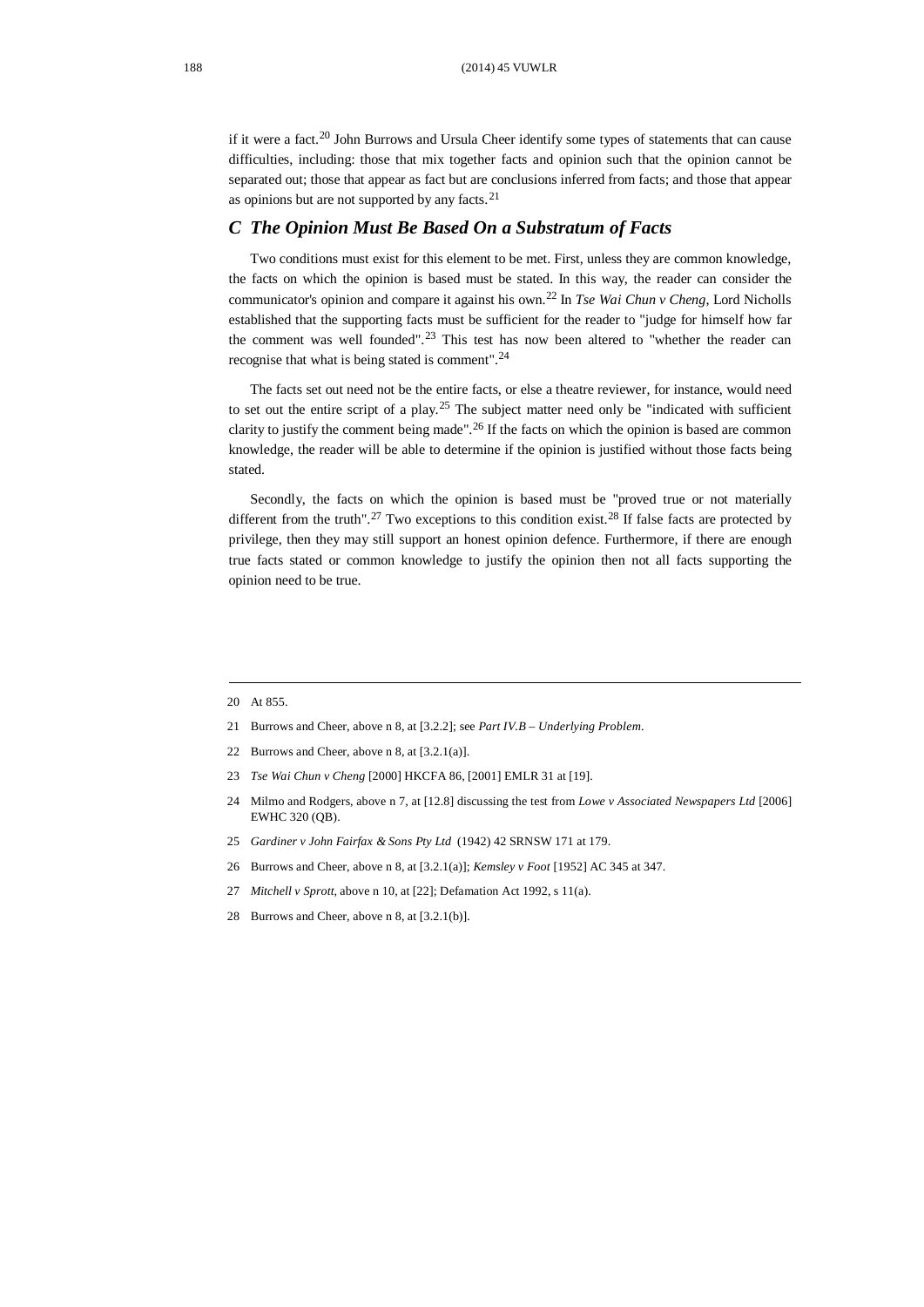if it were a fact.[20] John Burrows and Ursula Cheer identify some types of statements that can cause difficulties, including: those that mix together facts and opinion such that the opinion cannot be separated out; those that appear as fact but are conclusions inferred from facts; and those that appear as opinions but are not supported by any facts.[21]

### *C The Opinion Must Be Based On a Substratum of Facts*

Two conditions must exist for this element to be met. First, unless they are common knowledge, the facts on which the opinion is based must be stated. In this way, the reader can consider the communicator's opinion and compare it against his own.[22] In *Tse Wai Chun v Cheng*, Lord Nicholls established that the supporting facts must be sufficient for the reader to "judge for himself how far the comment was well founded".[23] This test has now been altered to "whether the reader can recognise that what is being stated is comment".[24]

The facts set out need not be the entire facts, or else a theatre reviewer, for instance, would need to set out the entire script of a play.[25] The subject matter need only be "indicated with sufficient clarity to justify the comment being made".[26] If the facts on which the opinion is based are common knowledge, the reader will be able to determine if the opinion is justified without those facts being stated.

Secondly, the facts on which the opinion is based must be "proved true or not materially different from the truth".[27] Two exceptions to this condition exist.[28] If false facts are protected by privilege, then they may still support an honest opinion defence. Furthermore, if there are enough true facts stated or common knowledge to justify the opinion then not all facts supporting the opinion need to be true.

---

20 At 855.

21 Burrows and Cheer, above n 8, at [3.2.2]; see *Part IV.B – Underlying Problem*.

22 Burrows and Cheer, above n 8, at [3.2.1(a)].

23 *Tse Wai Chun v Cheng* [2000] HKCFA 86, [2001] EMLR 31 at [19].

24 Milmo and Rodgers, above n 7, at [12.8] discussing the test from *Lowe v Associated Newspapers Ltd* [2006] EWHC 320 (QB).

25 *Gardiner v John Fairfax & Sons Pty Ltd* (1942) 42 SRNSW 171 at 179.

26 Burrows and Cheer, above n 8, at [3.2.1(a)]; *Kemsley v Foot* [1952] AC 345 at 347.

27 *Mitchell v Sprott*, above n 10, at [22]; Defamation Act 1992, s 11(a).

28 Burrows and Cheer, above n 8, at [3.2.1(b)].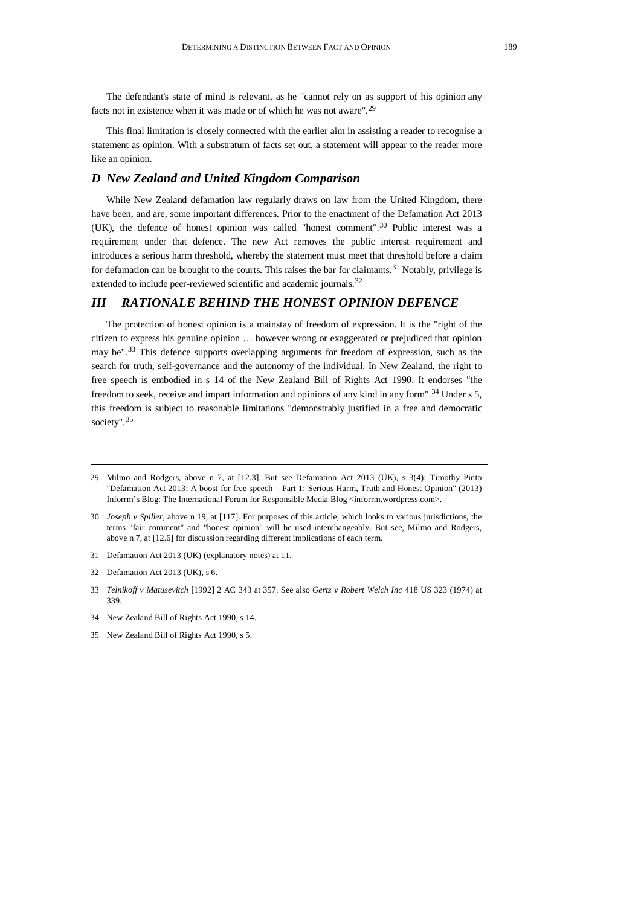The defendant's state of mind is relevant, as he "cannot rely on as support of his opinion any facts not in existence when it was made or of which he was not aware".[29]

This final limitation is closely connected with the earlier aim in assisting a reader to recognise a statement as opinion. With a substratum of facts set out, a statement will appear to the reader more like an opinion.

### *D New Zealand and United Kingdom Comparison*

While New Zealand defamation law regularly draws on law from the United Kingdom, there have been, and are, some important differences. Prior to the enactment of the Defamation Act 2013 (UK), the defence of honest opinion was called "honest comment".[30] Public interest was a requirement under that defence. The new Act removes the public interest requirement and introduces a serious harm threshold, whereby the statement must meet that threshold before a claim for defamation can be brought to the courts. This raises the bar for claimants.[31] Notably, privilege is extended to include peer-reviewed scientific and academic journals.[32]

## *III RATIONALE BEHIND THE HONEST OPINION DEFENCE*

The protection of honest opinion is a mainstay of freedom of expression. It is the "right of the citizen to express his genuine opinion … however wrong or exaggerated or prejudiced that opinion may be".[33] This defence supports overlapping arguments for freedom of expression, such as the search for truth, self-governance and the autonomy of the individual. In New Zealand, the right to free speech is embodied in s 14 of the New Zealand Bill of Rights Act 1990. It endorses "the freedom to seek, receive and impart information and opinions of any kind in any form".[34] Under s 5, this freedom is subject to reasonable limitations "demonstrably justified in a free and democratic society".[35]

---

29 Milmo and Rodgers, above n 7, at [12.3]. But see Defamation Act 2013 (UK), s 3(4); Timothy Pinto "Defamation Act 2013: A boost for free speech – Part 1: Serious Harm, Truth and Honest Opinion" (2013) Inforrm's Blog: The International Forum for Responsible Media Blog <inforrm.wordpress.com>.

30 *Joseph v Spiller*, above n 19, at [117]. For purposes of this article, which looks to various jurisdictions, the terms "fair comment" and "honest opinion" will be used interchangeably. But see, Milmo and Rodgers, above n 7, at [12.6] for discussion regarding different implications of each term.

31 Defamation Act 2013 (UK) (explanatory notes) at 11.

32 Defamation Act 2013 (UK), s 6.

33 *Telnikoff v Matusevitch* [1992] 2 AC 343 at 357. See also *Gertz v Robert Welch Inc* 418 US 323 (1974) at 339.

34 New Zealand Bill of Rights Act 1990, s 14.

35 New Zealand Bill of Rights Act 1990, s 5.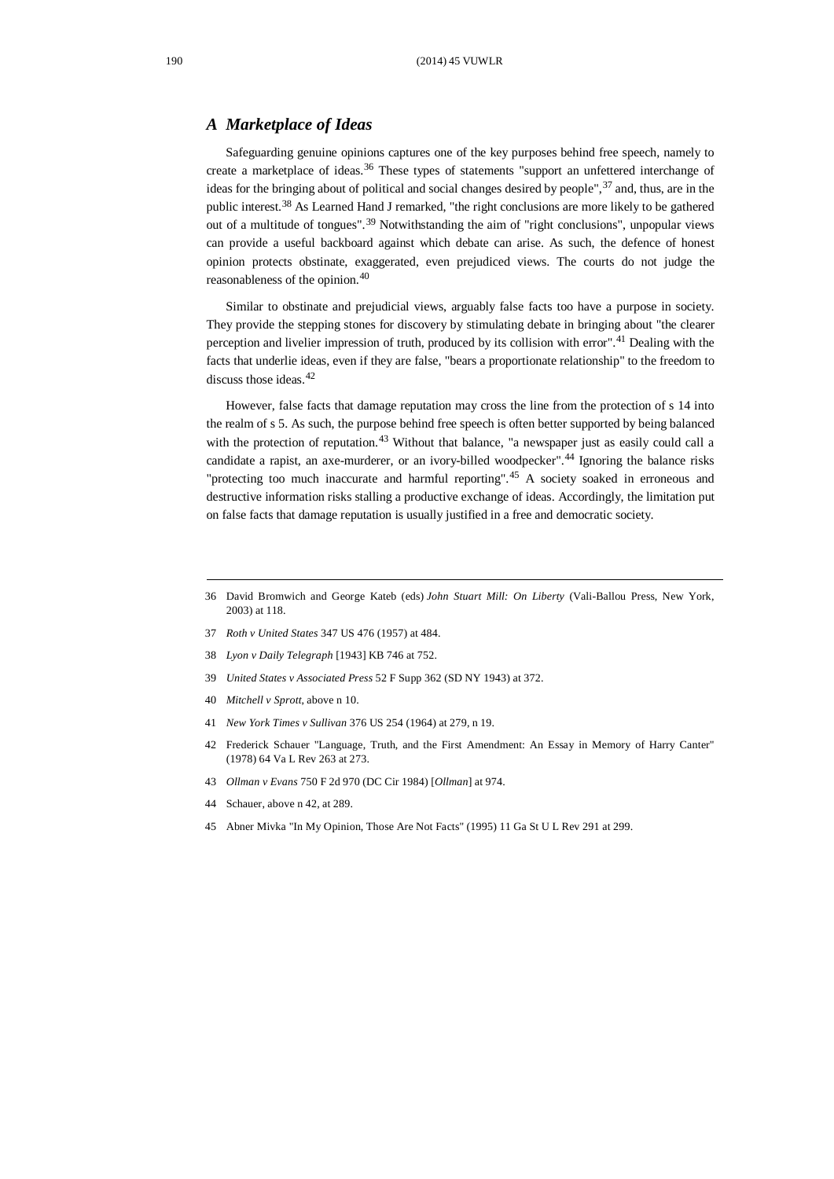### *A Marketplace of Ideas*

Safeguarding genuine opinions captures one of the key purposes behind free speech, namely to create a marketplace of ideas.[36] These types of statements "support an unfettered interchange of ideas for the bringing about of political and social changes desired by people",[37] and, thus, are in the public interest.[38] As Learned Hand J remarked, "the right conclusions are more likely to be gathered out of a multitude of tongues".[39] Notwithstanding the aim of "right conclusions", unpopular views can provide a useful backboard against which debate can arise. As such, the defence of honest opinion protects obstinate, exaggerated, even prejudiced views. The courts do not judge the reasonableness of the opinion.[40]

Similar to obstinate and prejudicial views, arguably false facts too have a purpose in society. They provide the stepping stones for discovery by stimulating debate in bringing about "the clearer perception and livelier impression of truth, produced by its collision with error".[41] Dealing with the facts that underlie ideas, even if they are false, "bears a proportionate relationship" to the freedom to discuss those ideas.[42]

However, false facts that damage reputation may cross the line from the protection of s 14 into the realm of s 5. As such, the purpose behind free speech is often better supported by being balanced with the protection of reputation.[43] Without that balance, "a newspaper just as easily could call a candidate a rapist, an axe-murderer, or an ivory-billed woodpecker".[44] Ignoring the balance risks "protecting too much inaccurate and harmful reporting".[45] A society soaked in erroneous and destructive information risks stalling a productive exchange of ideas. Accordingly, the limitation put on false facts that damage reputation is usually justified in a free and democratic society.

---

36 David Bromwich and George Kateb (eds) *John Stuart Mill: On Liberty* (Vali-Ballou Press, New York, 2003) at 118.

37 *Roth v United States* 347 US 476 (1957) at 484.

38 *Lyon v Daily Telegraph* [1943] KB 746 at 752.

39 *United States v Associated Press* 52 F Supp 362 (SD NY 1943) at 372.

40 *Mitchell v Sprott*, above n 10.

41 *New York Times v Sullivan* 376 US 254 (1964) at 279, n 19.

42 Frederick Schauer "Language, Truth, and the First Amendment: An Essay in Memory of Harry Canter" (1978) 64 Va L Rev 263 at 273.

43 *Ollman v Evans* 750 F 2d 970 (DC Cir 1984) [*Ollman*] at 974.

44 Schauer, above n 42, at 289.

45 Abner Mivka "In My Opinion, Those Are Not Facts" (1995) 11 Ga St U L Rev 291 at 299.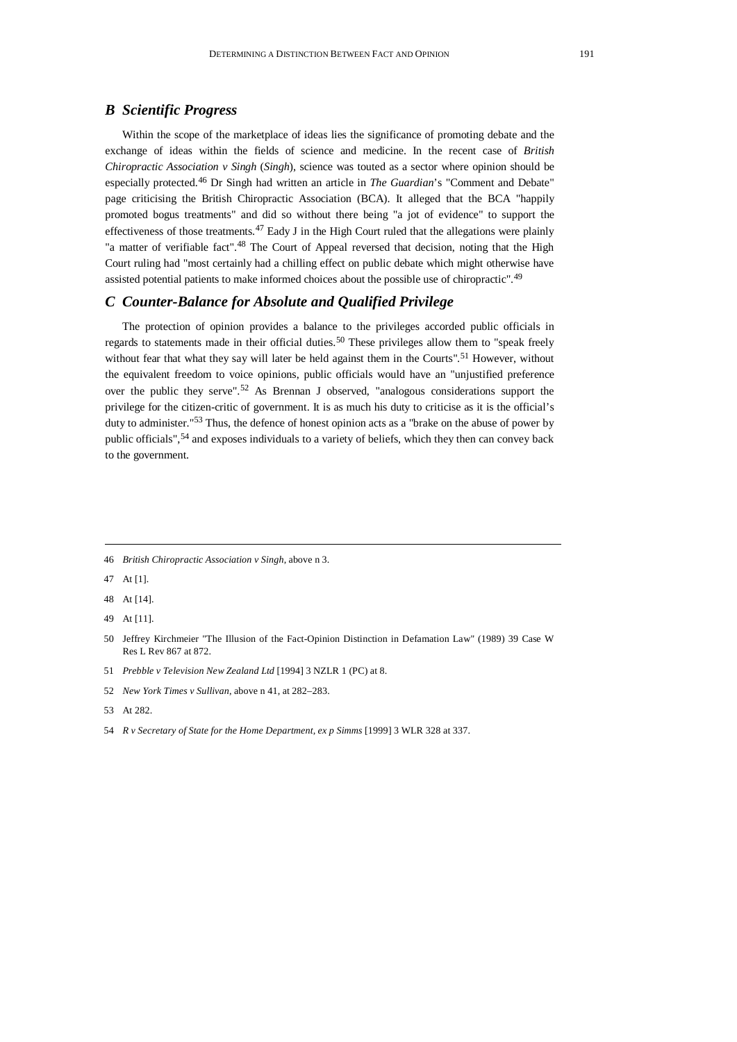### *B Scientific Progress*

Within the scope of the marketplace of ideas lies the significance of promoting debate and the exchange of ideas within the fields of science and medicine. In the recent case of *British Chiropractic Association v Singh* (*Singh*), science was touted as a sector where opinion should be especially protected.[46] Dr Singh had written an article in *The Guardian*'s "Comment and Debate" page criticising the British Chiropractic Association (BCA). It alleged that the BCA "happily promoted bogus treatments" and did so without there being "a jot of evidence" to support the effectiveness of those treatments.[47] Eady J in the High Court ruled that the allegations were plainly "a matter of verifiable fact".[48] The Court of Appeal reversed that decision, noting that the High Court ruling had "most certainly had a chilling effect on public debate which might otherwise have assisted potential patients to make informed choices about the possible use of chiropractic".[49]

### *C Counter-Balance for Absolute and Qualified Privilege*

The protection of opinion provides a balance to the privileges accorded public officials in regards to statements made in their official duties.[50] These privileges allow them to "speak freely without fear that what they say will later be held against them in the Courts".[51] However, without the equivalent freedom to voice opinions, public officials would have an "unjustified preference over the public they serve".[52] As Brennan J observed, "analogous considerations support the privilege for the citizen-critic of government. It is as much his duty to criticise as it is the official's duty to administer."[53] Thus, the defence of honest opinion acts as a "brake on the abuse of power by public officials",[54] and exposes individuals to a variety of beliefs, which they then can convey back to the government.

---

46 *British Chiropractic Association v Singh*, above n 3.

47 At [1].

48 At [14].

49 At [11].

50 Jeffrey Kirchmeier "The Illusion of the Fact-Opinion Distinction in Defamation Law" (1989) 39 Case W Res L Rev 867 at 872.

51 *Prebble v Television New Zealand Ltd* [1994] 3 NZLR 1 (PC) at 8.

52 *New York Times v Sullivan*, above n 41, at 282–283.

53 At 282.

54 *R v Secretary of State for the Home Department, ex p Simms* [1999] 3 WLR 328 at 337.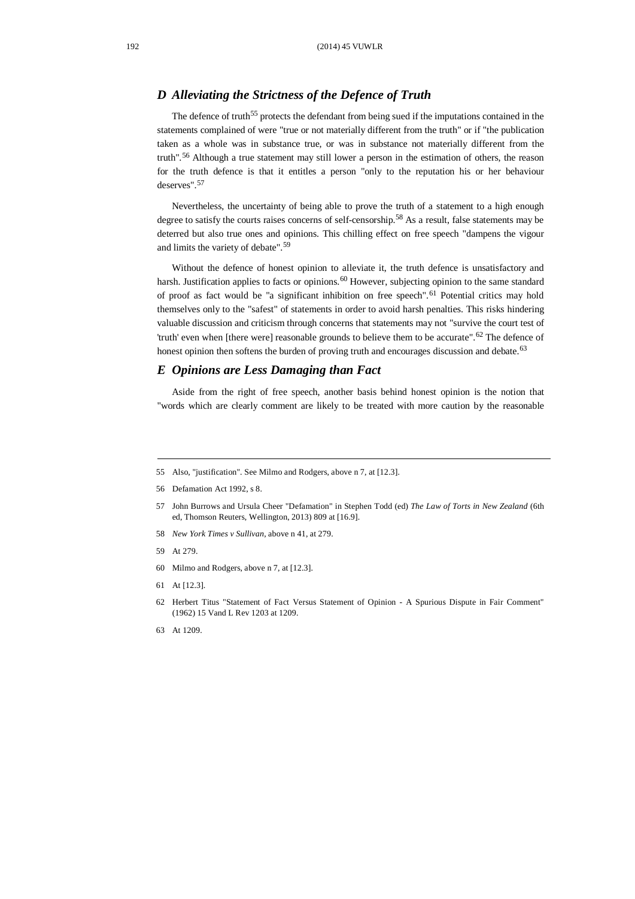### *D Alleviating the Strictness of the Defence of Truth*

The defence of truth[55] protects the defendant from being sued if the imputations contained in the statements complained of were "true or not materially different from the truth" or if "the publication taken as a whole was in substance true, or was in substance not materially different from the truth".[56] Although a true statement may still lower a person in the estimation of others, the reason for the truth defence is that it entitles a person "only to the reputation his or her behaviour deserves".[57]

Nevertheless, the uncertainty of being able to prove the truth of a statement to a high enough degree to satisfy the courts raises concerns of self-censorship.[58] As a result, false statements may be deterred but also true ones and opinions. This chilling effect on free speech "dampens the vigour and limits the variety of debate".[59]

Without the defence of honest opinion to alleviate it, the truth defence is unsatisfactory and harsh. Justification applies to facts or opinions.[60] However, subjecting opinion to the same standard of proof as fact would be "a significant inhibition on free speech".[61] Potential critics may hold themselves only to the "safest" of statements in order to avoid harsh penalties. This risks hindering valuable discussion and criticism through concerns that statements may not "survive the court test of 'truth' even when [there were] reasonable grounds to believe them to be accurate".[62] The defence of honest opinion then softens the burden of proving truth and encourages discussion and debate.[63]

### *E Opinions are Less Damaging than Fact*

Aside from the right of free speech, another basis behind honest opinion is the notion that "words which are clearly comment are likely to be treated with more caution by the reasonable

---

55 Also, "justification". See Milmo and Rodgers, above n 7, at [12.3].

56 Defamation Act 1992, s 8.

57 John Burrows and Ursula Cheer "Defamation" in Stephen Todd (ed) *The Law of Torts in New Zealand* (6th ed, Thomson Reuters, Wellington, 2013) 809 at [16.9].

58 *New York Times v Sullivan*, above n 41, at 279.

59 At 279.

60 Milmo and Rodgers, above n 7, at [12.3].

61 At [12.3].

62 Herbert Titus "Statement of Fact Versus Statement of Opinion - A Spurious Dispute in Fair Comment" (1962) 15 Vand L Rev 1203 at 1209.

63 At 1209.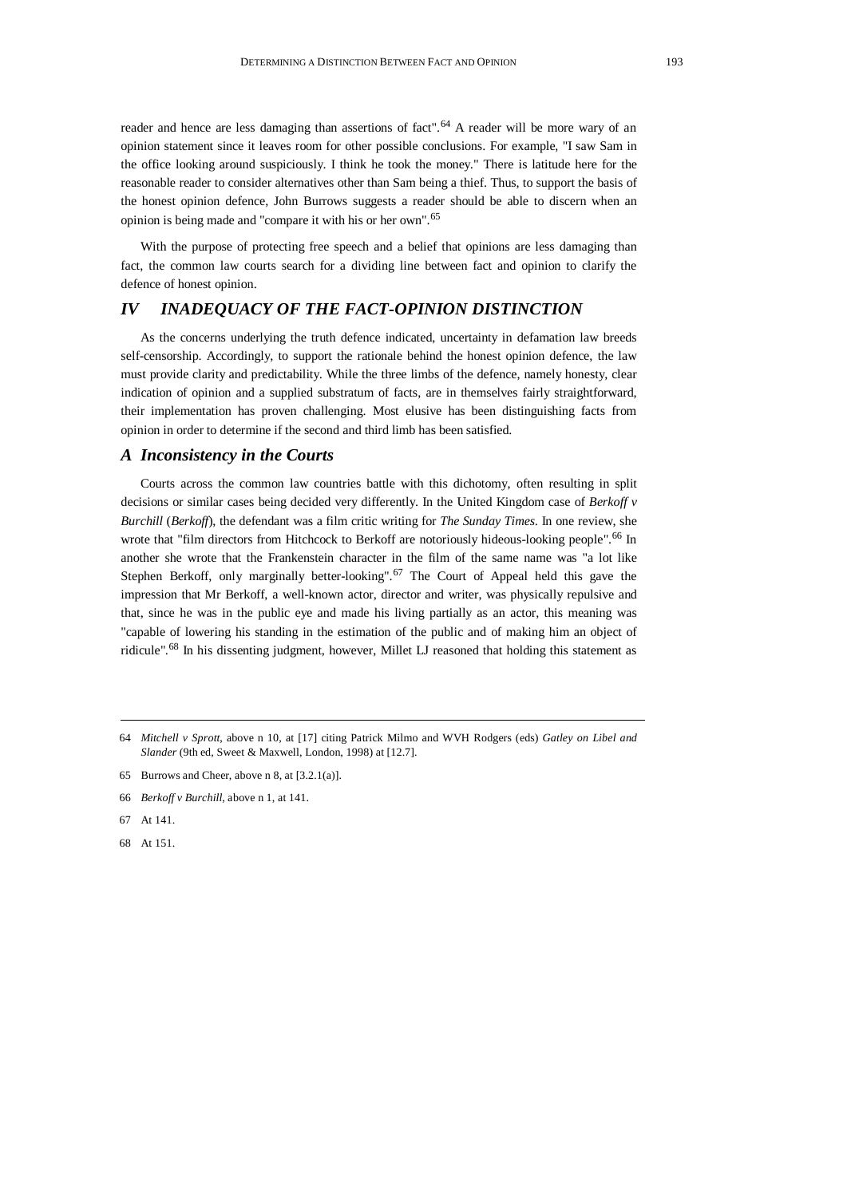reader and hence are less damaging than assertions of fact".[64] A reader will be more wary of an opinion statement since it leaves room for other possible conclusions. For example, "I saw Sam in the office looking around suspiciously. I think he took the money." There is latitude here for the reasonable reader to consider alternatives other than Sam being a thief. Thus, to support the basis of the honest opinion defence, John Burrows suggests a reader should be able to discern when an opinion is being made and "compare it with his or her own".[65]

With the purpose of protecting free speech and a belief that opinions are less damaging than fact, the common law courts search for a dividing line between fact and opinion to clarify the defence of honest opinion.

## *IV INADEQUACY OF THE FACT-OPINION DISTINCTION*

As the concerns underlying the truth defence indicated, uncertainty in defamation law breeds self-censorship. Accordingly, to support the rationale behind the honest opinion defence, the law must provide clarity and predictability. While the three limbs of the defence, namely honesty, clear indication of opinion and a supplied substratum of facts, are in themselves fairly straightforward, their implementation has proven challenging. Most elusive has been distinguishing facts from opinion in order to determine if the second and third limb has been satisfied.

### *A Inconsistency in the Courts*

Courts across the common law countries battle with this dichotomy, often resulting in split decisions or similar cases being decided very differently. In the United Kingdom case of *Berkoff v Burchill* (*Berkoff*), the defendant was a film critic writing for *The Sunday Times*. In one review, she wrote that "film directors from Hitchcock to Berkoff are notoriously hideous-looking people".[66] In another she wrote that the Frankenstein character in the film of the same name was "a lot like Stephen Berkoff, only marginally better-looking".[67] The Court of Appeal held this gave the impression that Mr Berkoff, a well-known actor, director and writer, was physically repulsive and that, since he was in the public eye and made his living partially as an actor, this meaning was "capable of lowering his standing in the estimation of the public and of making him an object of ridicule".[68] In his dissenting judgment, however, Millet LJ reasoned that holding this statement as

---

64 *Mitchell v Sprott*, above n 10, at [17] citing Patrick Milmo and WVH Rodgers (eds) *Gatley on Libel and Slander* (9th ed, Sweet & Maxwell, London, 1998) at [12.7].

65 Burrows and Cheer, above n 8, at [3.2.1(a)].

66 *Berkoff v Burchill*, above n 1, at 141.

67 At 141.

68 At 151.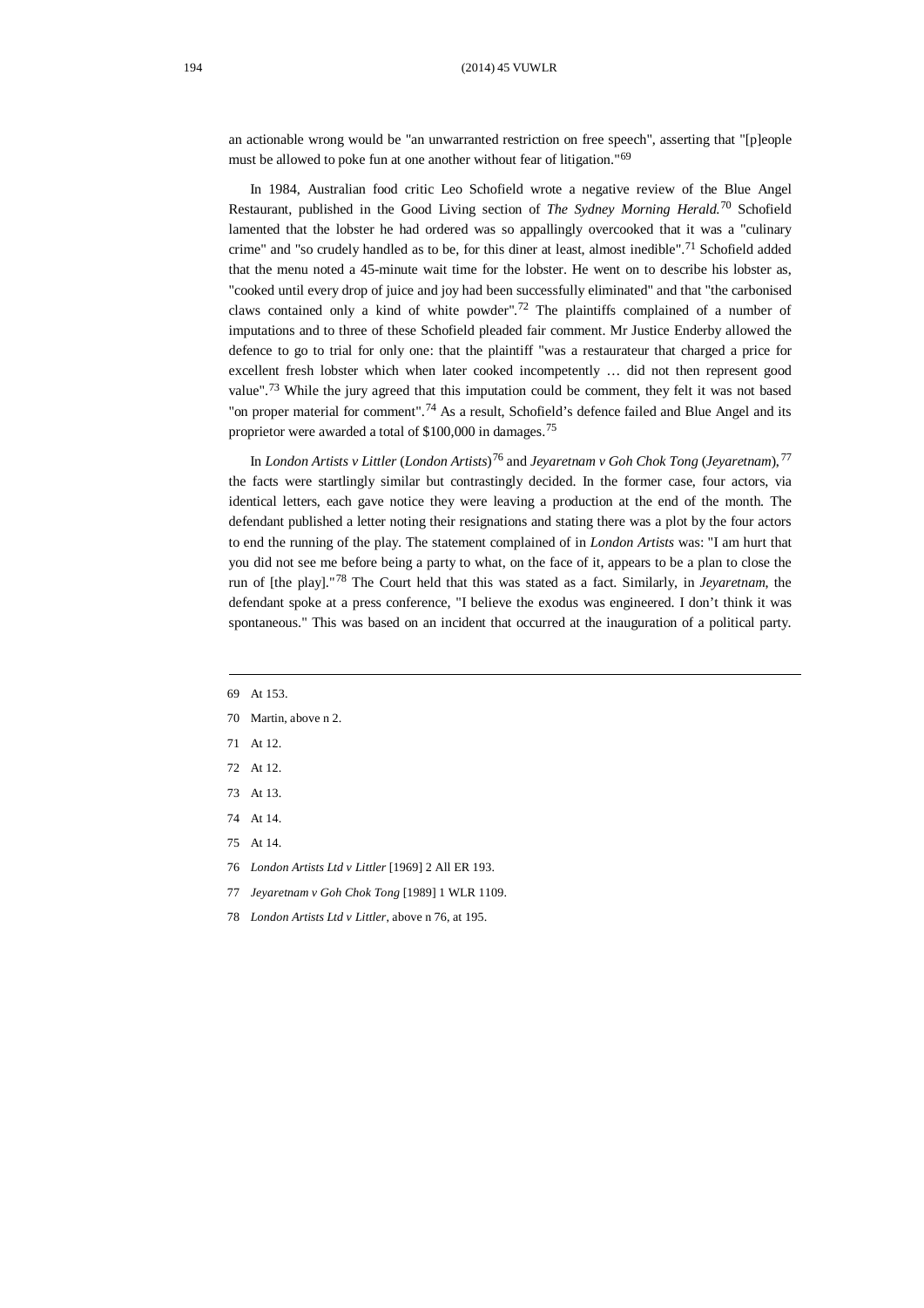an actionable wrong would be "an unwarranted restriction on free speech", asserting that "[p]eople must be allowed to poke fun at one another without fear of litigation."[69]

In 1984, Australian food critic Leo Schofield wrote a negative review of the Blue Angel Restaurant, published in the Good Living section of *The Sydney Morning Herald.*[70] Schofield lamented that the lobster he had ordered was so appallingly overcooked that it was a "culinary crime" and "so crudely handled as to be, for this diner at least, almost inedible".[71] Schofield added that the menu noted a 45-minute wait time for the lobster. He went on to describe his lobster as, "cooked until every drop of juice and joy had been successfully eliminated" and that "the carbonised claws contained only a kind of white powder".[72] The plaintiffs complained of a number of imputations and to three of these Schofield pleaded fair comment. Mr Justice Enderby allowed the defence to go to trial for only one: that the plaintiff "was a restaurateur that charged a price for excellent fresh lobster which when later cooked incompetently … did not then represent good value".[73] While the jury agreed that this imputation could be comment, they felt it was not based "on proper material for comment".[74] As a result, Schofield's defence failed and Blue Angel and its proprietor were awarded a total of $100,000 in damages.[75]

In *London Artists v Littler* (*London Artists*)[76] and *Jeyaretnam v Goh Chok Tong* (*Jeyaretnam*),[77] the facts were startlingly similar but contrastingly decided. In the former case, four actors, via identical letters, each gave notice they were leaving a production at the end of the month. The defendant published a letter noting their resignations and stating there was a plot by the four actors to end the running of the play. The statement complained of in *London Artists* was: "I am hurt that you did not see me before being a party to what, on the face of it, appears to be a plan to close the run of [the play]."[78] The Court held that this was stated as a fact. Similarly, in *Jeyaretnam*, the defendant spoke at a press conference, "I believe the exodus was engineered. I don't think it was spontaneous." This was based on an incident that occurred at the inauguration of a political party.

---

69 At 153.

70 Martin, above n 2.

71 At 12.

72 At 12.

73 At 13.

74 At 14.

75 At 14.

76 *London Artists Ltd v Littler* [1969] 2 All ER 193.

77 *Jeyaretnam v Goh Chok Tong* [1989] 1 WLR 1109.

78 *London Artists Ltd v Littler*, above n 76, at 195.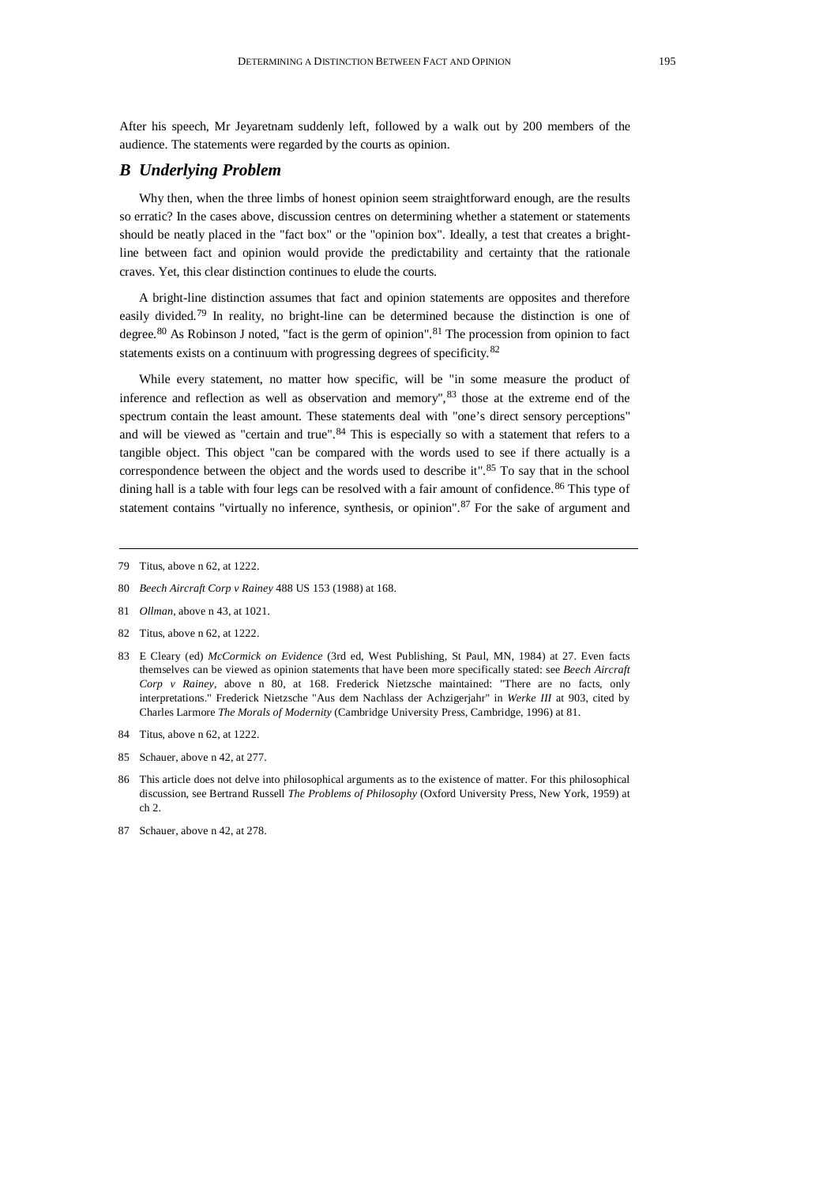After his speech, Mr Jeyaretnam suddenly left, followed by a walk out by 200 members of the audience. The statements were regarded by the courts as opinion.

### *B Underlying Problem*

Why then, when the three limbs of honest opinion seem straightforward enough, are the results so erratic? In the cases above, discussion centres on determining whether a statement or statements should be neatly placed in the "fact box" or the "opinion box". Ideally, a test that creates a bright-line between fact and opinion would provide the predictability and certainty that the rationale craves. Yet, this clear distinction continues to elude the courts.

A bright-line distinction assumes that fact and opinion statements are opposites and therefore easily divided.[79] In reality, no bright-line can be determined because the distinction is one of degree.[80] As Robinson J noted, "fact is the germ of opinion".[81] The procession from opinion to fact statements exists on a continuum with progressing degrees of specificity.[82]

While every statement, no matter how specific, will be "in some measure the product of inference and reflection as well as observation and memory",[83] those at the extreme end of the spectrum contain the least amount. These statements deal with "one's direct sensory perceptions" and will be viewed as "certain and true".[84] This is especially so with a statement that refers to a tangible object. This object "can be compared with the words used to see if there actually is a correspondence between the object and the words used to describe it".[85] To say that in the school dining hall is a table with four legs can be resolved with a fair amount of confidence.[86] This type of statement contains "virtually no inference, synthesis, or opinion".[87] For the sake of argument and

---

79 Titus, above n 62, at 1222.

80 *Beech Aircraft Corp v Rainey* 488 US 153 (1988) at 168.

81 *Ollman*, above n 43, at 1021.

82 Titus, above n 62, at 1222.

83 E Cleary (ed) *McCormick on Evidence* (3rd ed, West Publishing, St Paul, MN, 1984) at 27. Even facts themselves can be viewed as opinion statements that have been more specifically stated: see *Beech Aircraft Corp v Rainey*, above n 80, at 168. Frederick Nietzsche maintained: "There are no facts, only interpretations." Frederick Nietzsche "Aus dem Nachlass der Achzigerjahr" in *Werke III* at 903, cited by Charles Larmore *The Morals of Modernity* (Cambridge University Press, Cambridge, 1996) at 81.

84 Titus, above n 62, at 1222.

85 Schauer, above n 42, at 277.

86 This article does not delve into philosophical arguments as to the existence of matter. For this philosophical discussion, see Bertrand Russell *The Problems of Philosophy* (Oxford University Press, New York, 1959) at ch 2.

87 Schauer, above n 42, at 278.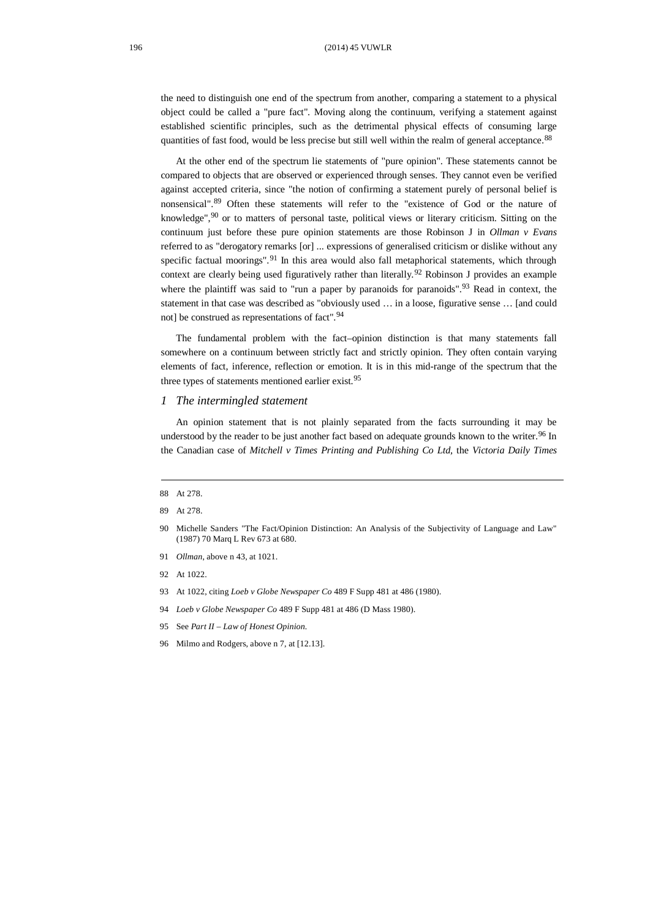the need to distinguish one end of the spectrum from another, comparing a statement to a physical object could be called a "pure fact". Moving along the continuum, verifying a statement against established scientific principles, such as the detrimental physical effects of consuming large quantities of fast food, would be less precise but still well within the realm of general acceptance.[88]

At the other end of the spectrum lie statements of "pure opinion". These statements cannot be compared to objects that are observed or experienced through senses. They cannot even be verified against accepted criteria, since "the notion of confirming a statement purely of personal belief is nonsensical".[89] Often these statements will refer to the "existence of God or the nature of knowledge",[90] or to matters of personal taste, political views or literary criticism. Sitting on the continuum just before these pure opinion statements are those Robinson J in *Ollman v Evans* referred to as "derogatory remarks [or] ... expressions of generalised criticism or dislike without any specific factual moorings".[91] In this area would also fall metaphorical statements, which through context are clearly being used figuratively rather than literally.[92] Robinson J provides an example where the plaintiff was said to "run a paper by paranoids for paranoids".[93] Read in context, the statement in that case was described as "obviously used … in a loose, figurative sense … [and could not] be construed as representations of fact".[94]

The fundamental problem with the fact–opinion distinction is that many statements fall somewhere on a continuum between strictly fact and strictly opinion. They often contain varying elements of fact, inference, reflection or emotion. It is in this mid-range of the spectrum that the three types of statements mentioned earlier exist.[95]

### *1 The intermingled statement*

An opinion statement that is not plainly separated from the facts surrounding it may be understood by the reader to be just another fact based on adequate grounds known to the writer.[96] In the Canadian case of *Mitchell v Times Printing and Publishing Co Ltd*, the *Victoria Daily Times*

---

88 At 278.

89 At 278.

90 Michelle Sanders "The Fact/Opinion Distinction: An Analysis of the Subjectivity of Language and Law" (1987) 70 Marq L Rev 673 at 680.

91 *Ollman*, above n 43, at 1021.

92 At 1022.

93 At 1022, citing *Loeb v Globe Newspaper Co* 489 F Supp 481 at 486 (1980).

94 *Loeb v Globe Newspaper Co* 489 F Supp 481 at 486 (D Mass 1980).

95 See *Part II – Law of Honest Opinion.*

96 Milmo and Rodgers, above n 7, at [12.13].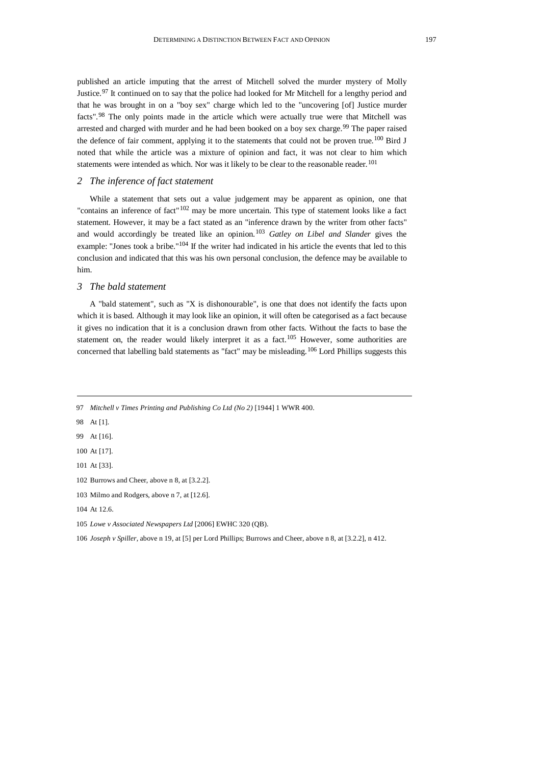published an article imputing that the arrest of Mitchell solved the murder mystery of Molly Justice.[97] It continued on to say that the police had looked for Mr Mitchell for a lengthy period and that he was brought in on a "boy sex" charge which led to the "uncovering [of] Justice murder facts".[98] The only points made in the article which were actually true were that Mitchell was arrested and charged with murder and he had been booked on a boy sex charge.[99] The paper raised the defence of fair comment, applying it to the statements that could not be proven true.[100] Bird J noted that while the article was a mixture of opinion and fact, it was not clear to him which statements were intended as which. Nor was it likely to be clear to the reasonable reader.[101]

### *2 The inference of fact statement*

While a statement that sets out a value judgement may be apparent as opinion, one that "contains an inference of fact"[102] may be more uncertain. This type of statement looks like a fact statement. However, it may be a fact stated as an "inference drawn by the writer from other facts" and would accordingly be treated like an opinion.[103] *Gatley on Libel and Slander* gives the example: "Jones took a bribe."[104] If the writer had indicated in his article the events that led to this conclusion and indicated that this was his own personal conclusion, the defence may be available to him.

### *3 The bald statement*

A "bald statement", such as "X is dishonourable", is one that does not identify the facts upon which it is based. Although it may look like an opinion, it will often be categorised as a fact because it gives no indication that it is a conclusion drawn from other facts. Without the facts to base the statement on, the reader would likely interpret it as a fact.[105] However, some authorities are concerned that labelling bald statements as "fact" may be misleading.[106] Lord Phillips suggests this

---

97 *Mitchell v Times Printing and Publishing Co Ltd (No 2)* [1944] 1 WWR 400.

98 At [1].

99 At [16].

100 At [17].

101 At [33].

102 Burrows and Cheer, above n 8, at [3.2.2].

103 Milmo and Rodgers, above n 7, at [12.6].

104 At 12.6.

105 *Lowe v Associated Newspapers Ltd* [2006] EWHC 320 (QB).

106 *Joseph v Spiller*, above n 19, at [5] per Lord Phillips; Burrows and Cheer, above n 8, at [3.2.2], n 412.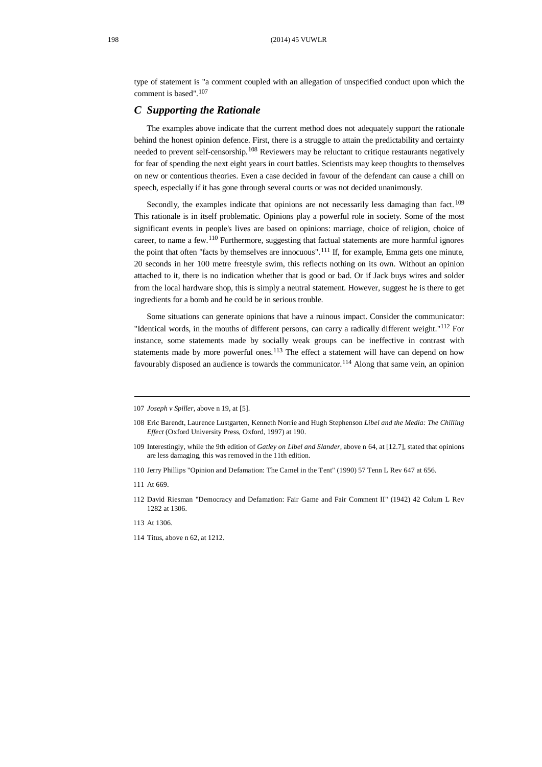type of statement is "a comment coupled with an allegation of unspecified conduct upon which the comment is based".[107]

### *C Supporting the Rationale*

The examples above indicate that the current method does not adequately support the rationale behind the honest opinion defence. First, there is a struggle to attain the predictability and certainty needed to prevent self-censorship.[108] Reviewers may be reluctant to critique restaurants negatively for fear of spending the next eight years in court battles. Scientists may keep thoughts to themselves on new or contentious theories. Even a case decided in favour of the defendant can cause a chill on speech, especially if it has gone through several courts or was not decided unanimously.

Secondly, the examples indicate that opinions are not necessarily less damaging than fact.[109] This rationale is in itself problematic. Opinions play a powerful role in society. Some of the most significant events in people's lives are based on opinions: marriage, choice of religion, choice of career, to name a few.[110] Furthermore, suggesting that factual statements are more harmful ignores the point that often "facts by themselves are innocuous".[111] If, for example, Emma gets one minute, 20 seconds in her 100 metre freestyle swim, this reflects nothing on its own. Without an opinion attached to it, there is no indication whether that is good or bad. Or if Jack buys wires and solder from the local hardware shop, this is simply a neutral statement. However, suggest he is there to get ingredients for a bomb and he could be in serious trouble.

Some situations can generate opinions that have a ruinous impact. Consider the communicator: "Identical words, in the mouths of different persons, can carry a radically different weight."[112] For instance, some statements made by socially weak groups can be ineffective in contrast with statements made by more powerful ones.[113] The effect a statement will have can depend on how favourably disposed an audience is towards the communicator.[114] Along that same vein, an opinion

---

107 *Joseph v Spiller*, above n 19, at [5].

108 Eric Barendt, Laurence Lustgarten, Kenneth Norrie and Hugh Stephenson *Libel and the Media: The Chilling Effect* (Oxford University Press, Oxford, 1997) at 190.

109 Interestingly, while the 9th edition of *Gatley on Libel and Slander*, above n 64, at [12.7], stated that opinions are less damaging, this was removed in the 11th edition.

110 Jerry Phillips "Opinion and Defamation: The Camel in the Tent" (1990) 57 Tenn L Rev 647 at 656.

111 At 669.

112 David Riesman "Democracy and Defamation: Fair Game and Fair Comment II" (1942) 42 Colum L Rev 1282 at 1306.

113 At 1306.

114 Titus, above n 62, at 1212.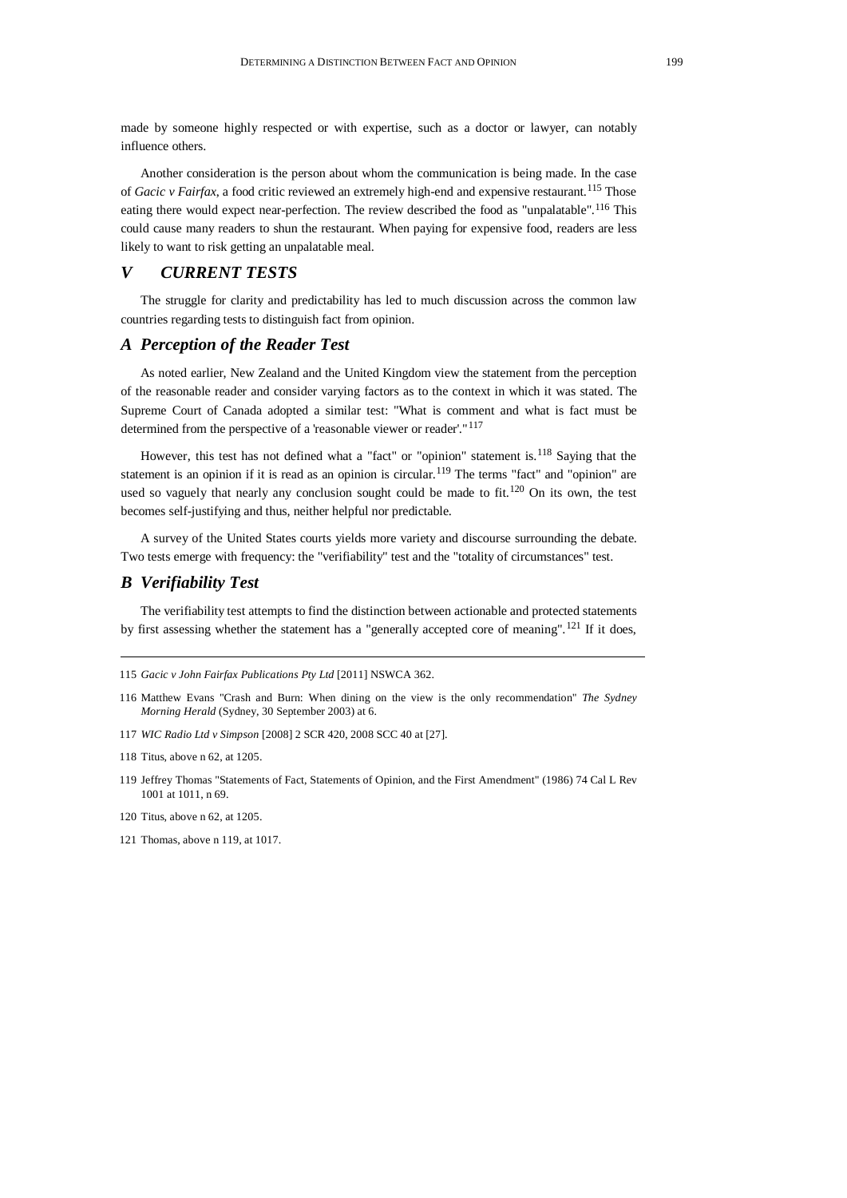made by someone highly respected or with expertise, such as a doctor or lawyer, can notably influence others.

Another consideration is the person about whom the communication is being made. In the case of *Gacic v Fairfax*, a food critic reviewed an extremely high-end and expensive restaurant.[115] Those eating there would expect near-perfection. The review described the food as "unpalatable".[116] This could cause many readers to shun the restaurant. When paying for expensive food, readers are less likely to want to risk getting an unpalatable meal.

## V CURRENT TESTS

The struggle for clarity and predictability has led to much discussion across the common law countries regarding tests to distinguish fact from opinion.

### A Perception of the Reader Test

As noted earlier, New Zealand and the United Kingdom view the statement from the perception of the reasonable reader and consider varying factors as to the context in which it was stated. The Supreme Court of Canada adopted a similar test: "What is comment and what is fact must be determined from the perspective of a 'reasonable viewer or reader'."[117]

However, this test has not defined what a "fact" or "opinion" statement is.[118] Saying that the statement is an opinion if it is read as an opinion is circular.[119] The terms "fact" and "opinion" are used so vaguely that nearly any conclusion sought could be made to fit.[120] On its own, the test becomes self-justifying and thus, neither helpful nor predictable.

A survey of the United States courts yields more variety and discourse surrounding the debate. Two tests emerge with frequency: the "verifiability" test and the "totality of circumstances" test.

### B Verifiability Test

The verifiability test attempts to find the distinction between actionable and protected statements by first assessing whether the statement has a "generally accepted core of meaning".[121] If it does,

---

115 *Gacic v John Fairfax Publications Pty Ltd* [2011] NSWCA 362.

116 Matthew Evans "Crash and Burn: When dining on the view is the only recommendation" *The Sydney Morning Herald* (Sydney, 30 September 2003) at 6.

117 *WIC Radio Ltd v Simpson* [2008] 2 SCR 420, 2008 SCC 40 at [27].

118 Titus, above n 62, at 1205.

119 Jeffrey Thomas "Statements of Fact, Statements of Opinion, and the First Amendment" (1986) 74 Cal L Rev 1001 at 1011, n 69.

120 Titus, above n 62, at 1205.

121 Thomas, above n 119, at 1017.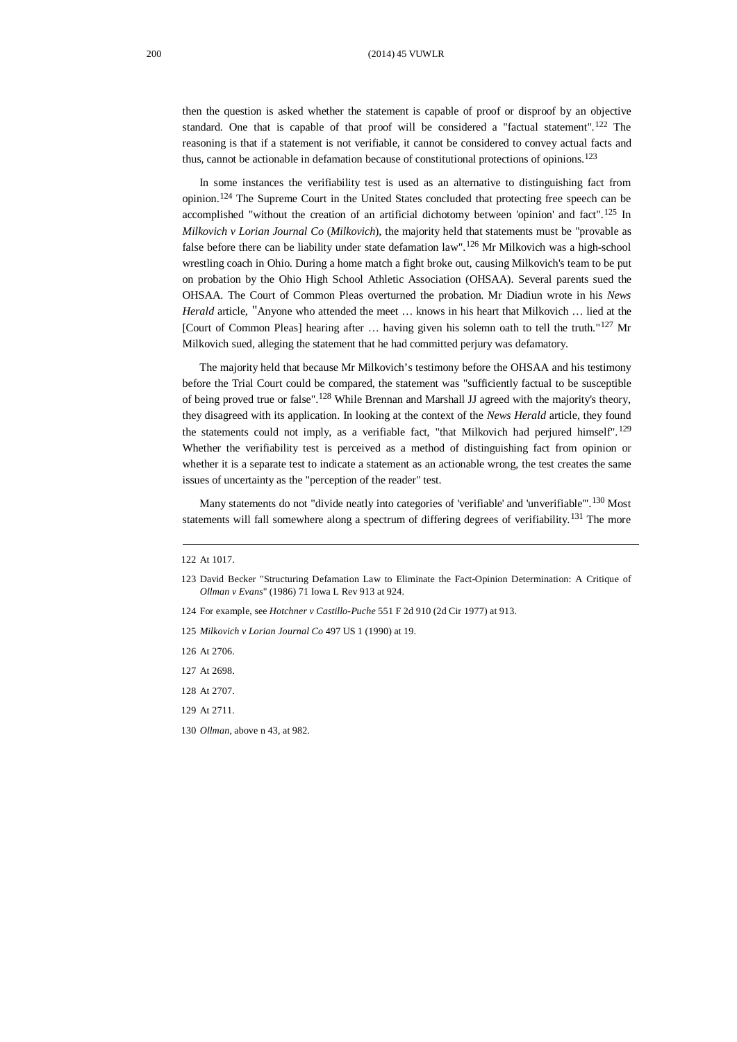then the question is asked whether the statement is capable of proof or disproof by an objective standard. One that is capable of that proof will be considered a "factual statement".[122] The reasoning is that if a statement is not verifiable, it cannot be considered to convey actual facts and thus, cannot be actionable in defamation because of constitutional protections of opinions.[123]

In some instances the verifiability test is used as an alternative to distinguishing fact from opinion.[124] The Supreme Court in the United States concluded that protecting free speech can be accomplished "without the creation of an artificial dichotomy between 'opinion' and fact".[125] In *Milkovich v Lorian Journal Co* (*Milkovich*), the majority held that statements must be "provable as false before there can be liability under state defamation law".[126] Mr Milkovich was a high-school wrestling coach in Ohio. During a home match a fight broke out, causing Milkovich's team to be put on probation by the Ohio High School Athletic Association (OHSAA). Several parents sued the OHSAA. The Court of Common Pleas overturned the probation. Mr Diadiun wrote in his *News Herald* article, "Anyone who attended the meet … knows in his heart that Milkovich … lied at the [Court of Common Pleas] hearing after … having given his solemn oath to tell the truth."[127] Mr Milkovich sued, alleging the statement that he had committed perjury was defamatory.

The majority held that because Mr Milkovich's testimony before the OHSAA and his testimony before the Trial Court could be compared, the statement was "sufficiently factual to be susceptible of being proved true or false".[128] While Brennan and Marshall JJ agreed with the majority's theory, they disagreed with its application. In looking at the context of the *News Herald* article, they found the statements could not imply, as a verifiable fact, "that Milkovich had perjured himself".[129] Whether the verifiability test is perceived as a method of distinguishing fact from opinion or whether it is a separate test to indicate a statement as an actionable wrong, the test creates the same issues of uncertainty as the "perception of the reader" test.

Many statements do not "divide neatly into categories of 'verifiable' and 'unverifiable'".[130] Most statements will fall somewhere along a spectrum of differing degrees of verifiability.[131] The more

---

122 At 1017.

123 David Becker "Structuring Defamation Law to Eliminate the Fact-Opinion Determination: A Critique of *Ollman v Evans*" (1986) 71 Iowa L Rev 913 at 924.

124 For example, see *Hotchner v Castillo-Puche* 551 F 2d 910 (2d Cir 1977) at 913.

125 *Milkovich v Lorian Journal Co* 497 US 1 (1990) at 19.

126 At 2706.

127 At 2698.

128 At 2707.

129 At 2711.

130 *Ollman*, above n 43, at 982.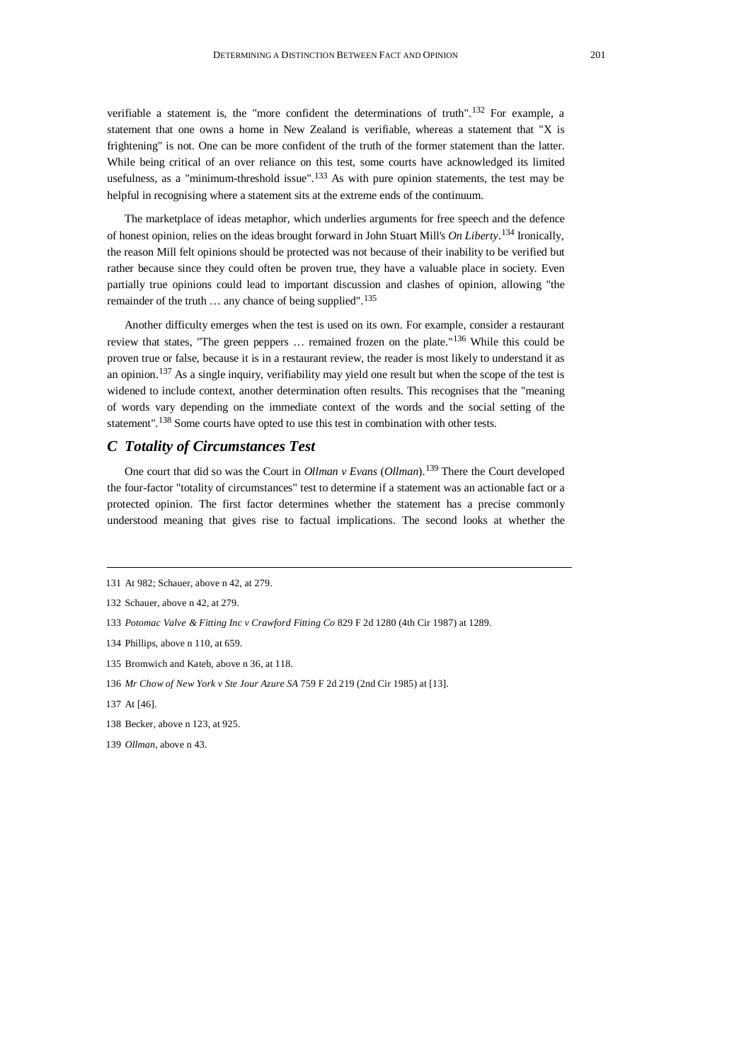verifiable a statement is, the "more confident the determinations of truth".[132] For example, a statement that one owns a home in New Zealand is verifiable, whereas a statement that "X is frightening" is not. One can be more confident of the truth of the former statement than the latter. While being critical of an over reliance on this test, some courts have acknowledged its limited usefulness, as a "minimum-threshold issue".[133] As with pure opinion statements, the test may be helpful in recognising where a statement sits at the extreme ends of the continuum.

The marketplace of ideas metaphor, which underlies arguments for free speech and the defence of honest opinion, relies on the ideas brought forward in John Stuart Mill's *On Liberty*.[134] Ironically, the reason Mill felt opinions should be protected was not because of their inability to be verified but rather because since they could often be proven true, they have a valuable place in society. Even partially true opinions could lead to important discussion and clashes of opinion, allowing "the remainder of the truth … any chance of being supplied".[135]

Another difficulty emerges when the test is used on its own. For example, consider a restaurant review that states, "The green peppers … remained frozen on the plate."[136] While this could be proven true or false, because it is in a restaurant review, the reader is most likely to understand it as an opinion.[137] As a single inquiry, verifiability may yield one result but when the scope of the test is widened to include context, another determination often results. This recognises that the "meaning of words vary depending on the immediate context of the words and the social setting of the statement".[138] Some courts have opted to use this test in combination with other tests.

## *C Totality of Circumstances Test*

One court that did so was the Court in *Ollman v Evans* (*Ollman*).[139] There the Court developed the four-factor "totality of circumstances" test to determine if a statement was an actionable fact or a protected opinion. The first factor determines whether the statement has a precise commonly understood meaning that gives rise to factual implications. The second looks at whether the

---

131 At 982; Schauer, above n 42, at 279.

132 Schauer, above n 42, at 279.

133 *Potomac Valve & Fitting Inc v Crawford Fitting Co* 829 F 2d 1280 (4th Cir 1987) at 1289.

134 Phillips, above n 110, at 659.

135 Bromwich and Kateb, above n 36, at 118.

136 *Mr Chow of New York v Ste Jour Azure SA* 759 F 2d 219 (2nd Cir 1985) at [13].

137 At [46].

138 Becker, above n 123, at 925.

139 *Ollman*, above n 43.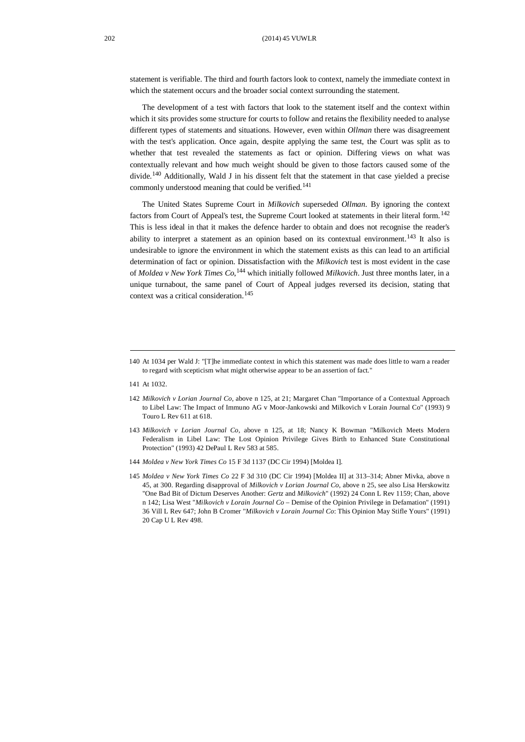statement is verifiable. The third and fourth factors look to context, namely the immediate context in which the statement occurs and the broader social context surrounding the statement.

The development of a test with factors that look to the statement itself and the context within which it sits provides some structure for courts to follow and retains the flexibility needed to analyse different types of statements and situations. However, even within *Ollman* there was disagreement with the test's application. Once again, despite applying the same test, the Court was split as to whether that test revealed the statements as fact or opinion. Differing views on what was contextually relevant and how much weight should be given to those factors caused some of the divide.[140] Additionally, Wald J in his dissent felt that the statement in that case yielded a precise commonly understood meaning that could be verified.[141]

The United States Supreme Court in *Milkovich* superseded *Ollman*. By ignoring the context factors from Court of Appeal's test, the Supreme Court looked at statements in their literal form.[142] This is less ideal in that it makes the defence harder to obtain and does not recognise the reader's ability to interpret a statement as an opinion based on its contextual environment.[143] It also is undesirable to ignore the environment in which the statement exists as this can lead to an artificial determination of fact or opinion. Dissatisfaction with the *Milkovich* test is most evident in the case of *Moldea v New York Times Co*,[144] which initially followed *Milkovich*. Just three months later, in a unique turnabout, the same panel of Court of Appeal judges reversed its decision, stating that context was a critical consideration.[145]

---

140 At 1034 per Wald J: "[T]he immediate context in which this statement was made does little to warn a reader to regard with scepticism what might otherwise appear to be an assertion of fact."

141 At 1032.

142 *Milkovich v Lorian Journal Co*, above n 125, at 21; Margaret Chan "Importance of a Contextual Approach to Libel Law: The Impact of Immuno AG v Moor-Jankowski and Milkovich v Lorain Journal Co" (1993) 9 Touro L Rev 611 at 618.

143 *Milkovich v Lorian Journal Co*, above n 125, at 18; Nancy K Bowman "Milkovich Meets Modern Federalism in Libel Law: The Lost Opinion Privilege Gives Birth to Enhanced State Constitutional Protection" (1993) 42 DePaul L Rev 583 at 585.

144 *Moldea v New York Times Co* 15 F 3d 1137 (DC Cir 1994) [Moldea I].

145 *Moldea v New York Times Co* 22 F 3d 310 (DC Cir 1994) [Moldea II] at 313–314; Abner Mivka, above n 45, at 300. Regarding disapproval of *Milkovich v Lorian Journal Co*, above n 25, see also Lisa Herskowitz "One Bad Bit of Dictum Deserves Another: *Gertz* and *Milkovich*" (1992) 24 Conn L Rev 1159; Chan, above n 142; Lisa West "*Milkovich v Lorain Journal Co* – Demise of the Opinion Privilege in Defamation" (1991) 36 Vill L Rev 647; John B Cromer "*Milkovich v Lorain Journal Co*: This Opinion May Stifle Yours" (1991) 20 Cap U L Rev 498.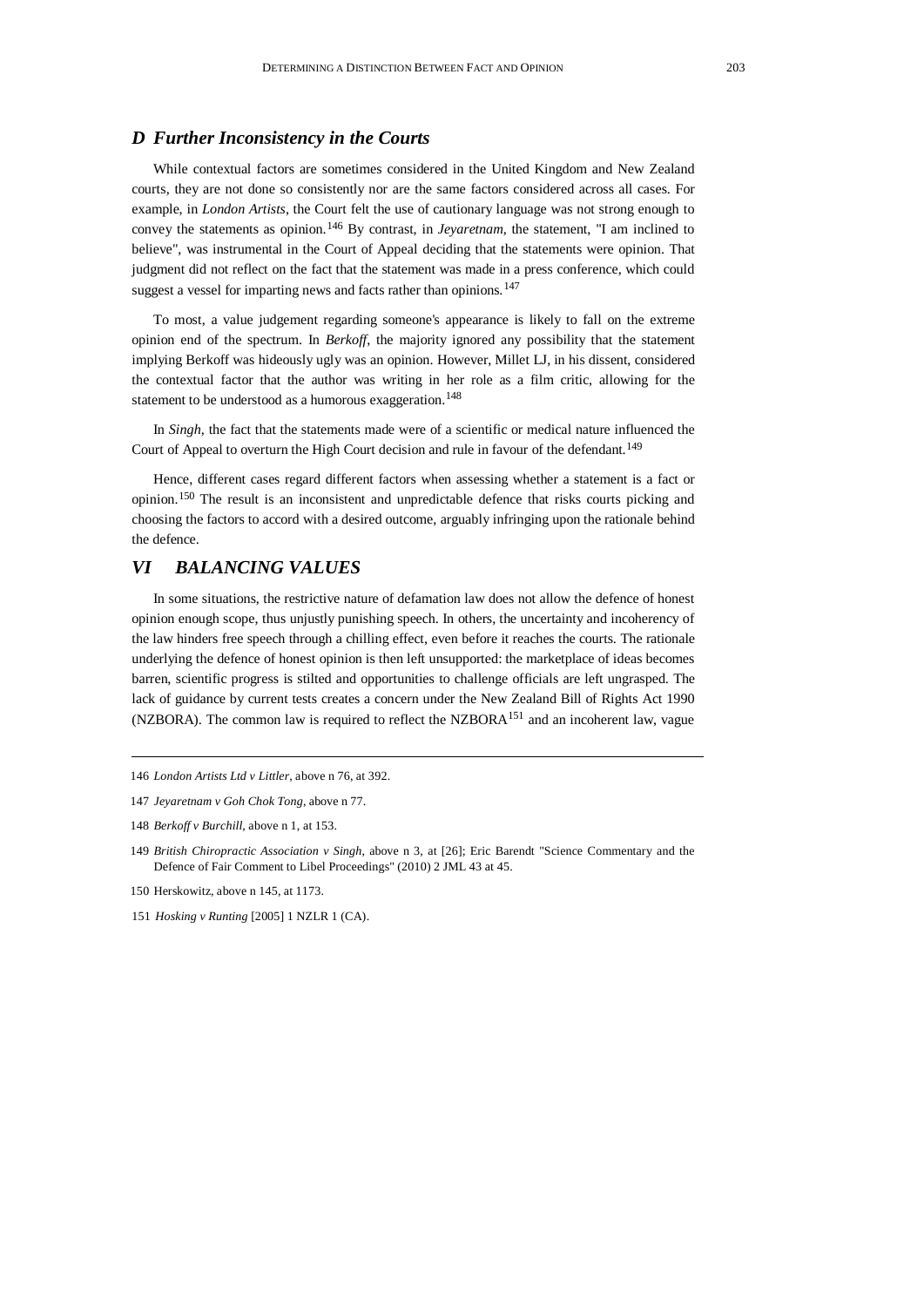### *D Further Inconsistency in the Courts*

While contextual factors are sometimes considered in the United Kingdom and New Zealand courts, they are not done so consistently nor are the same factors considered across all cases. For example, in *London Artists*, the Court felt the use of cautionary language was not strong enough to convey the statements as opinion.[146] By contrast, in *Jeyaretnam*, the statement, "I am inclined to believe", was instrumental in the Court of Appeal deciding that the statements were opinion. That judgment did not reflect on the fact that the statement was made in a press conference, which could suggest a vessel for imparting news and facts rather than opinions.[147]

To most, a value judgement regarding someone's appearance is likely to fall on the extreme opinion end of the spectrum. In *Berkoff*, the majority ignored any possibility that the statement implying Berkoff was hideously ugly was an opinion. However, Millet LJ, in his dissent, considered the contextual factor that the author was writing in her role as a film critic, allowing for the statement to be understood as a humorous exaggeration.[148]

In *Singh*, the fact that the statements made were of a scientific or medical nature influenced the Court of Appeal to overturn the High Court decision and rule in favour of the defendant.[149]

Hence, different cases regard different factors when assessing whether a statement is a fact or opinion.[150] The result is an inconsistent and unpredictable defence that risks courts picking and choosing the factors to accord with a desired outcome, arguably infringing upon the rationale behind the defence.

## *VI BALANCING VALUES*

In some situations, the restrictive nature of defamation law does not allow the defence of honest opinion enough scope, thus unjustly punishing speech. In others, the uncertainty and incoherency of the law hinders free speech through a chilling effect, even before it reaches the courts. The rationale underlying the defence of honest opinion is then left unsupported: the marketplace of ideas becomes barren, scientific progress is stilted and opportunities to challenge officials are left ungrasped. The lack of guidance by current tests creates a concern under the New Zealand Bill of Rights Act 1990 (NZBORA). The common law is required to reflect the NZBORA[151] and an incoherent law, vague

---

146 *London Artists Ltd v Littler*, above n 76, at 392.

147 *Jeyaretnam v Goh Chok Tong*, above n 77.

148 *Berkoff v Burchill*, above n 1, at 153.

149 *British Chiropractic Association v Singh*, above n 3, at [26]; Eric Barendt "Science Commentary and the Defence of Fair Comment to Libel Proceedings" (2010) 2 JML 43 at 45.

150 Herskowitz, above n 145, at 1173.

151 *Hosking v Runting* [2005] 1 NZLR 1 (CA).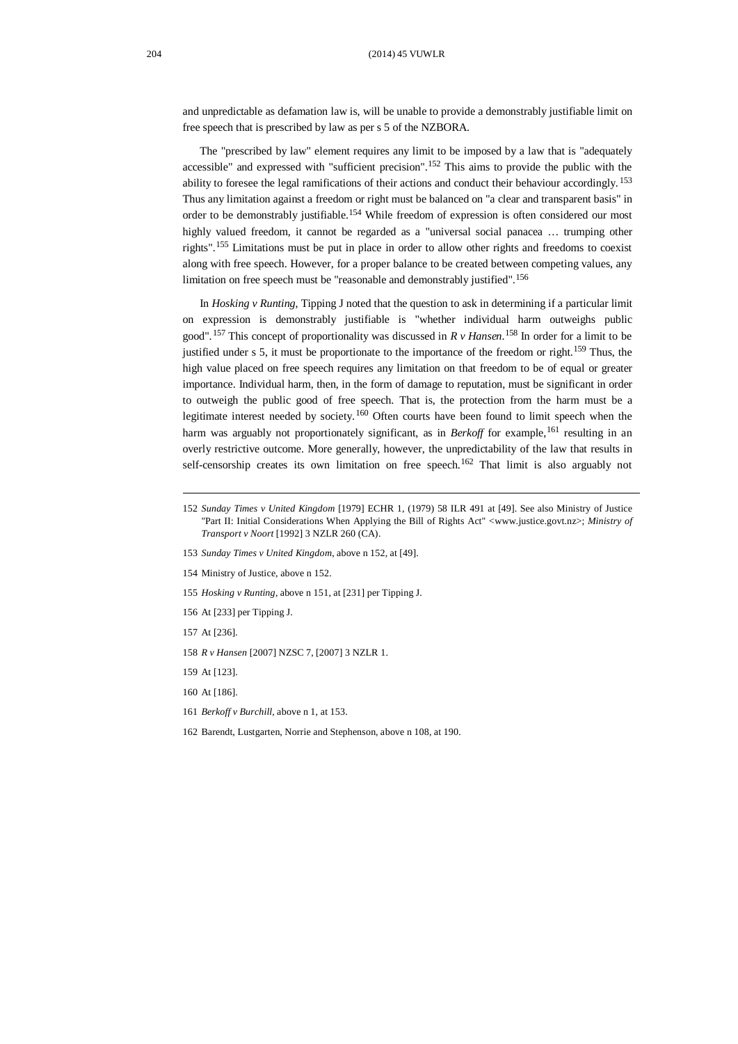and unpredictable as defamation law is, will be unable to provide a demonstrably justifiable limit on free speech that is prescribed by law as per s 5 of the NZBORA.

The "prescribed by law" element requires any limit to be imposed by a law that is "adequately accessible" and expressed with "sufficient precision".[152] This aims to provide the public with the ability to foresee the legal ramifications of their actions and conduct their behaviour accordingly.[153] Thus any limitation against a freedom or right must be balanced on "a clear and transparent basis" in order to be demonstrably justifiable.[154] While freedom of expression is often considered our most highly valued freedom, it cannot be regarded as a "universal social panacea … trumping other rights".[155] Limitations must be put in place in order to allow other rights and freedoms to coexist along with free speech. However, for a proper balance to be created between competing values, any limitation on free speech must be "reasonable and demonstrably justified".[156]

In *Hosking v Runting*, Tipping J noted that the question to ask in determining if a particular limit on expression is demonstrably justifiable is "whether individual harm outweighs public good".[157] This concept of proportionality was discussed in *R v Hansen*.[158] In order for a limit to be justified under s 5, it must be proportionate to the importance of the freedom or right.[159] Thus, the high value placed on free speech requires any limitation on that freedom to be of equal or greater importance. Individual harm, then, in the form of damage to reputation, must be significant in order to outweigh the public good of free speech. That is, the protection from the harm must be a legitimate interest needed by society.[160] Often courts have been found to limit speech when the harm was arguably not proportionately significant, as in *Berkoff* for example,[161] resulting in an overly restrictive outcome. More generally, however, the unpredictability of the law that results in self-censorship creates its own limitation on free speech.[162] That limit is also arguably not

---

152 *Sunday Times v United Kingdom* [1979] ECHR 1, (1979) 58 ILR 491 at [49]. See also Ministry of Justice "Part II: Initial Considerations When Applying the Bill of Rights Act" <www.justice.govt.nz>; *Ministry of Transport v Noort* [1992] 3 NZLR 260 (CA).

153 *Sunday Times v United Kingdom*, above n 152, at [49].

154 Ministry of Justice, above n 152.

155 *Hosking v Runting*, above n 151, at [231] per Tipping J.

156 At [233] per Tipping J.

157 At [236].

158 *R v Hansen* [2007] NZSC 7, [2007] 3 NZLR 1.

159 At [123].

160 At [186].

161 *Berkoff v Burchill*, above n 1, at 153.

162 Barendt, Lustgarten, Norrie and Stephenson, above n 108, at 190.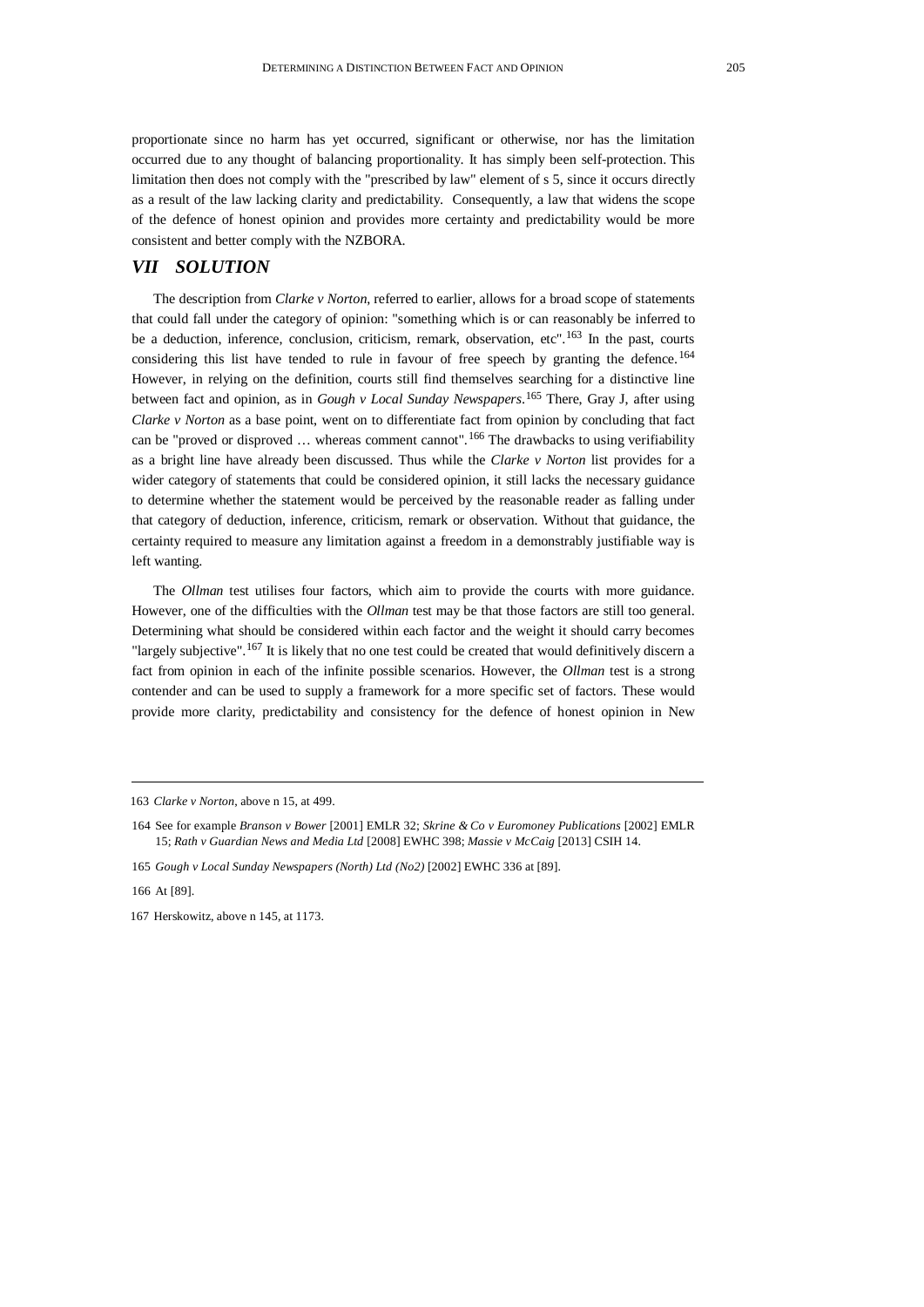proportionate since no harm has yet occurred, significant or otherwise, nor has the limitation occurred due to any thought of balancing proportionality. It has simply been self-protection. This limitation then does not comply with the "prescribed by law" element of s 5, since it occurs directly as a result of the law lacking clarity and predictability. Consequently, a law that widens the scope of the defence of honest opinion and provides more certainty and predictability would be more consistent and better comply with the NZBORA.

## *VII SOLUTION*

The description from *Clarke v Norton*, referred to earlier, allows for a broad scope of statements that could fall under the category of opinion: "something which is or can reasonably be inferred to be a deduction, inference, conclusion, criticism, remark, observation, etc".[163] In the past, courts considering this list have tended to rule in favour of free speech by granting the defence.[164] However, in relying on the definition, courts still find themselves searching for a distinctive line between fact and opinion, as in *Gough v Local Sunday Newspapers*.[165] There, Gray J, after using *Clarke v Norton* as a base point, went on to differentiate fact from opinion by concluding that fact can be "proved or disproved … whereas comment cannot".[166] The drawbacks to using verifiability as a bright line have already been discussed. Thus while the *Clarke v Norton* list provides for a wider category of statements that could be considered opinion, it still lacks the necessary guidance to determine whether the statement would be perceived by the reasonable reader as falling under that category of deduction, inference, criticism, remark or observation. Without that guidance, the certainty required to measure any limitation against a freedom in a demonstrably justifiable way is left wanting.

The *Ollman* test utilises four factors, which aim to provide the courts with more guidance. However, one of the difficulties with the *Ollman* test may be that those factors are still too general. Determining what should be considered within each factor and the weight it should carry becomes "largely subjective".[167] It is likely that no one test could be created that would definitively discern a fact from opinion in each of the infinite possible scenarios. However, the *Ollman* test is a strong contender and can be used to supply a framework for a more specific set of factors. These would provide more clarity, predictability and consistency for the defence of honest opinion in New

---

163 *Clarke v Norton*, above n 15, at 499.

164 See for example *Branson v Bower* [2001] EMLR 32; *Skrine & Co v Euromoney Publications* [2002] EMLR 15; *Rath v Guardian News and Media Ltd* [2008] EWHC 398; *Massie v McCaig* [2013] CSIH 14.

165 *Gough v Local Sunday Newspapers (North) Ltd (No2)* [2002] EWHC 336 at [89].

166 At [89].

167 Herskowitz, above n 145, at 1173.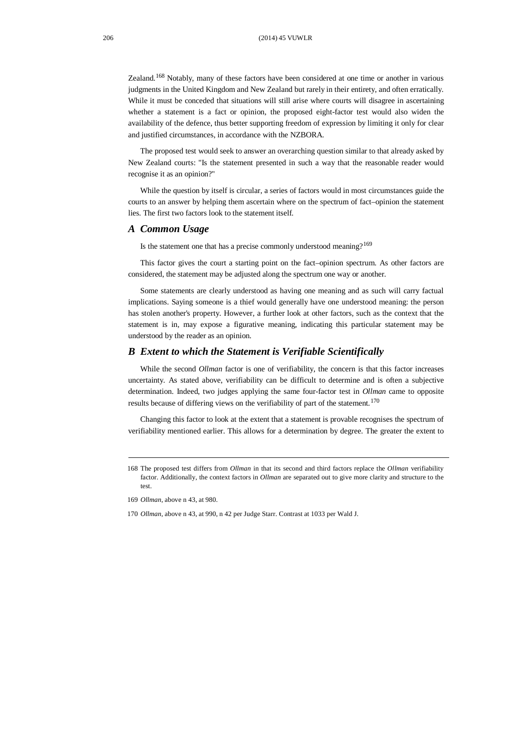Zealand.[168] Notably, many of these factors have been considered at one time or another in various judgments in the United Kingdom and New Zealand but rarely in their entirety, and often erratically. While it must be conceded that situations will still arise where courts will disagree in ascertaining whether a statement is a fact or opinion, the proposed eight-factor test would also widen the availability of the defence, thus better supporting freedom of expression by limiting it only for clear and justified circumstances, in accordance with the NZBORA.

The proposed test would seek to answer an overarching question similar to that already asked by New Zealand courts: "Is the statement presented in such a way that the reasonable reader would recognise it as an opinion?"

While the question by itself is circular, a series of factors would in most circumstances guide the courts to an answer by helping them ascertain where on the spectrum of fact–opinion the statement lies. The first two factors look to the statement itself.

### *A Common Usage*

Is the statement one that has a precise commonly understood meaning?[169]

This factor gives the court a starting point on the fact–opinion spectrum. As other factors are considered, the statement may be adjusted along the spectrum one way or another.

Some statements are clearly understood as having one meaning and as such will carry factual implications. Saying someone is a thief would generally have one understood meaning: the person has stolen another's property. However, a further look at other factors, such as the context that the statement is in, may expose a figurative meaning, indicating this particular statement may be understood by the reader as an opinion.

### *B Extent to which the Statement is Verifiable Scientifically*

While the second *Ollman* factor is one of verifiability, the concern is that this factor increases uncertainty. As stated above, verifiability can be difficult to determine and is often a subjective determination. Indeed, two judges applying the same four-factor test in *Ollman* came to opposite results because of differing views on the verifiability of part of the statement.[170]

Changing this factor to look at the extent that a statement is provable recognises the spectrum of verifiability mentioned earlier. This allows for a determination by degree. The greater the extent to

---

168 The proposed test differs from *Ollman* in that its second and third factors replace the *Ollman* verifiability factor. Additionally, the context factors in *Ollman* are separated out to give more clarity and structure to the test.

169 *Ollman*, above n 43, at 980.

170 *Ollman*, above n 43, at 990, n 42 per Judge Starr. Contrast at 1033 per Wald J.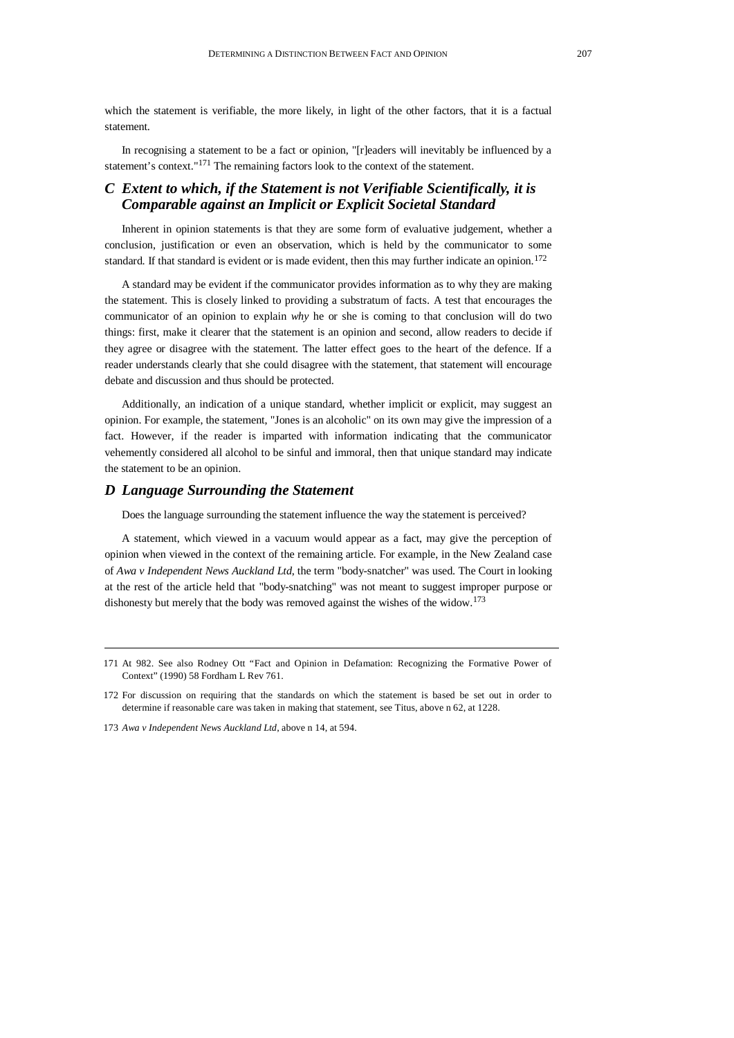which the statement is verifiable, the more likely, in light of the other factors, that it is a factual statement.

In recognising a statement to be a fact or opinion, "[r]eaders will inevitably be influenced by a statement's context."[171] The remaining factors look to the context of the statement.

## *C Extent to which, if the Statement is not Verifiable Scientifically, it is Comparable against an Implicit or Explicit Societal Standard*

Inherent in opinion statements is that they are some form of evaluative judgement, whether a conclusion, justification or even an observation, which is held by the communicator to some standard. If that standard is evident or is made evident, then this may further indicate an opinion.[172]

A standard may be evident if the communicator provides information as to why they are making the statement. This is closely linked to providing a substratum of facts. A test that encourages the communicator of an opinion to explain *why* he or she is coming to that conclusion will do two things: first, make it clearer that the statement is an opinion and second, allow readers to decide if they agree or disagree with the statement. The latter effect goes to the heart of the defence. If a reader understands clearly that she could disagree with the statement, that statement will encourage debate and discussion and thus should be protected.

Additionally, an indication of a unique standard, whether implicit or explicit, may suggest an opinion. For example, the statement, "Jones is an alcoholic" on its own may give the impression of a fact. However, if the reader is imparted with information indicating that the communicator vehemently considered all alcohol to be sinful and immoral, then that unique standard may indicate the statement to be an opinion.

## *D Language Surrounding the Statement*

Does the language surrounding the statement influence the way the statement is perceived?

A statement, which viewed in a vacuum would appear as a fact, may give the perception of opinion when viewed in the context of the remaining article. For example, in the New Zealand case of *Awa v Independent News Auckland Ltd*, the term "body-snatcher" was used. The Court in looking at the rest of the article held that "body-snatching" was not meant to suggest improper purpose or dishonesty but merely that the body was removed against the wishes of the widow.[173]

---

171 At 982. See also Rodney Ott "Fact and Opinion in Defamation: Recognizing the Formative Power of Context" (1990) 58 Fordham L Rev 761.

172 For discussion on requiring that the standards on which the statement is based be set out in order to determine if reasonable care was taken in making that statement, see Titus, above n 62, at 1228.

173 *Awa v Independent News Auckland Ltd*, above n 14, at 594.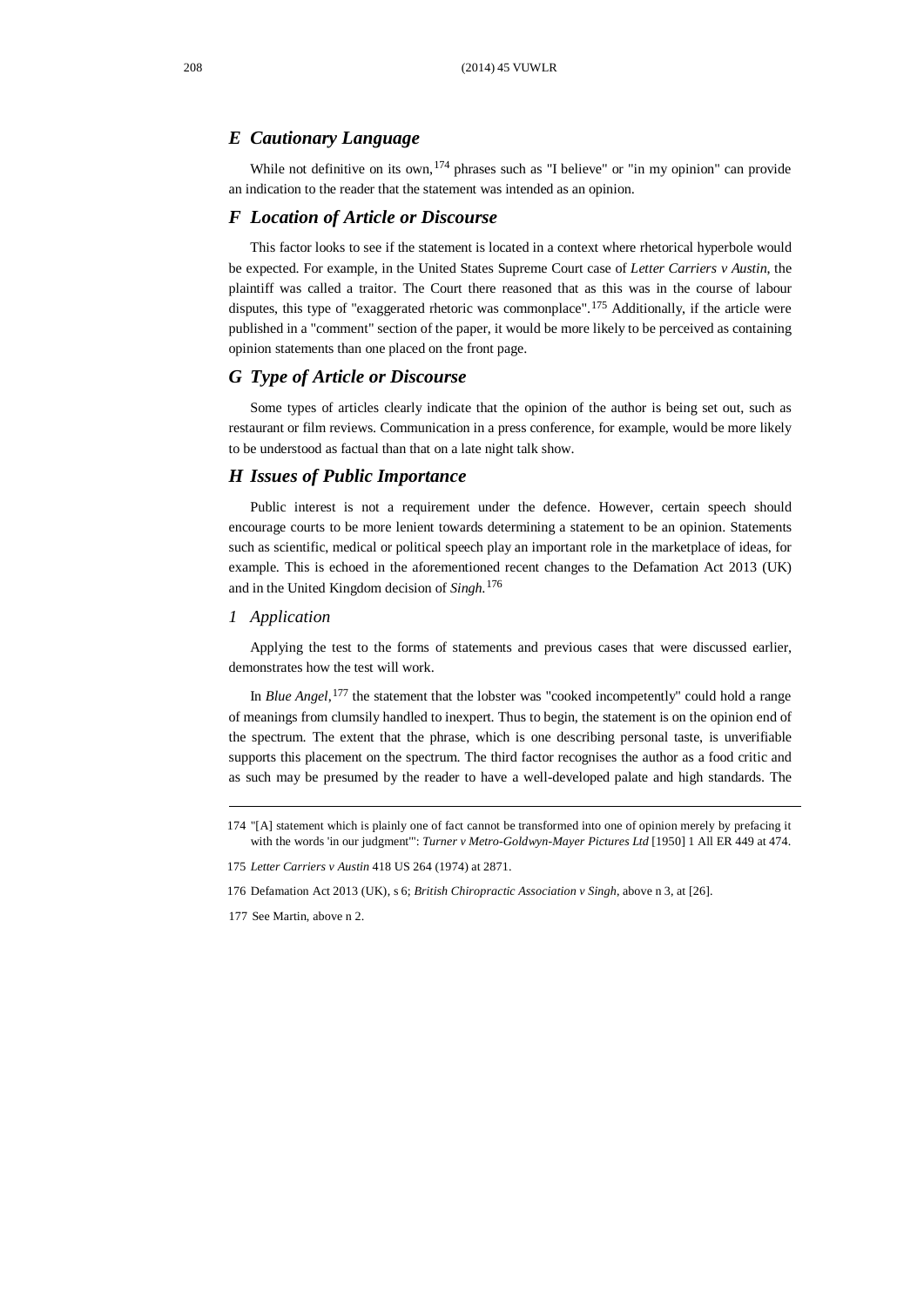## *E Cautionary Language*

While not definitive on its own,[174] phrases such as "I believe" or "in my opinion" can provide an indication to the reader that the statement was intended as an opinion.

## *F Location of Article or Discourse*

This factor looks to see if the statement is located in a context where rhetorical hyperbole would be expected. For example, in the United States Supreme Court case of *Letter Carriers v Austin*, the plaintiff was called a traitor. The Court there reasoned that as this was in the course of labour disputes, this type of "exaggerated rhetoric was commonplace".[175] Additionally, if the article were published in a "comment" section of the paper, it would be more likely to be perceived as containing opinion statements than one placed on the front page.

## *G Type of Article or Discourse*

Some types of articles clearly indicate that the opinion of the author is being set out, such as restaurant or film reviews. Communication in a press conference, for example, would be more likely to be understood as factual than that on a late night talk show.

## *H Issues of Public Importance*

Public interest is not a requirement under the defence. However, certain speech should encourage courts to be more lenient towards determining a statement to be an opinion. Statements such as scientific, medical or political speech play an important role in the marketplace of ideas, for example. This is echoed in the aforementioned recent changes to the Defamation Act 2013 (UK) and in the United Kingdom decision of *Singh.*[176]

### *1 Application*

Applying the test to the forms of statements and previous cases that were discussed earlier, demonstrates how the test will work.

In *Blue Angel*,[177] the statement that the lobster was "cooked incompetently" could hold a range of meanings from clumsily handled to inexpert. Thus to begin, the statement is on the opinion end of the spectrum. The extent that the phrase, which is one describing personal taste, is unverifiable supports this placement on the spectrum. The third factor recognises the author as a food critic and as such may be presumed by the reader to have a well-developed palate and high standards. The

---

174 "[A] statement which is plainly one of fact cannot be transformed into one of opinion merely by prefacing it with the words 'in our judgment'": *Turner v Metro-Goldwyn-Mayer Pictures Ltd* [1950] 1 All ER 449 at 474.

175 *Letter Carriers v Austin* 418 US 264 (1974) at 2871.

176 Defamation Act 2013 (UK), s 6; *British Chiropractic Association v Singh*, above n 3, at [26].

177 See Martin, above n 2.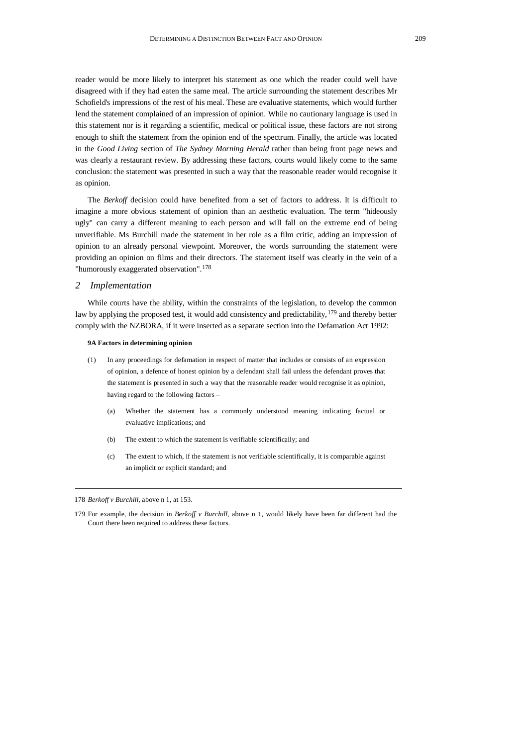reader would be more likely to interpret his statement as one which the reader could well have disagreed with if they had eaten the same meal. The article surrounding the statement describes Mr Schofield's impressions of the rest of his meal. These are evaluative statements, which would further lend the statement complained of an impression of opinion. While no cautionary language is used in this statement nor is it regarding a scientific, medical or political issue, these factors are not strong enough to shift the statement from the opinion end of the spectrum. Finally, the article was located in the *Good Living* section of *The Sydney Morning Herald* rather than being front page news and was clearly a restaurant review. By addressing these factors, courts would likely come to the same conclusion: the statement was presented in such a way that the reasonable reader would recognise it as opinion.

The *Berkoff* decision could have benefited from a set of factors to address. It is difficult to imagine a more obvious statement of opinion than an aesthetic evaluation. The term "hideously ugly" can carry a different meaning to each person and will fall on the extreme end of being unverifiable. Ms Burchill made the statement in her role as a film critic, adding an impression of opinion to an already personal viewpoint. Moreover, the words surrounding the statement were providing an opinion on films and their directors. The statement itself was clearly in the vein of a "humorously exaggerated observation".[178]

### *2 Implementation*

While courts have the ability, within the constraints of the legislation, to develop the common law by applying the proposed test, it would add consistency and predictability,[179] and thereby better comply with the NZBORA, if it were inserted as a separate section into the Defamation Act 1992:

**9A Factors in determining opinion**

(1) In any proceedings for defamation in respect of matter that includes or consists of an expression of opinion, a defence of honest opinion by a defendant shall fail unless the defendant proves that the statement is presented in such a way that the reasonable reader would recognise it as opinion, having regard to the following factors –

  (a) Whether the statement has a commonly understood meaning indicating factual or evaluative implications; and

  (b) The extent to which the statement is verifiable scientifically; and

  (c) The extent to which, if the statement is not verifiable scientifically, it is comparable against an implicit or explicit standard; and

---

178 *Berkoff v Burchill*, above n 1, at 153.

179 For example, the decision in *Berkoff v Burchill*, above n 1, would likely have been far different had the Court there been required to address these factors.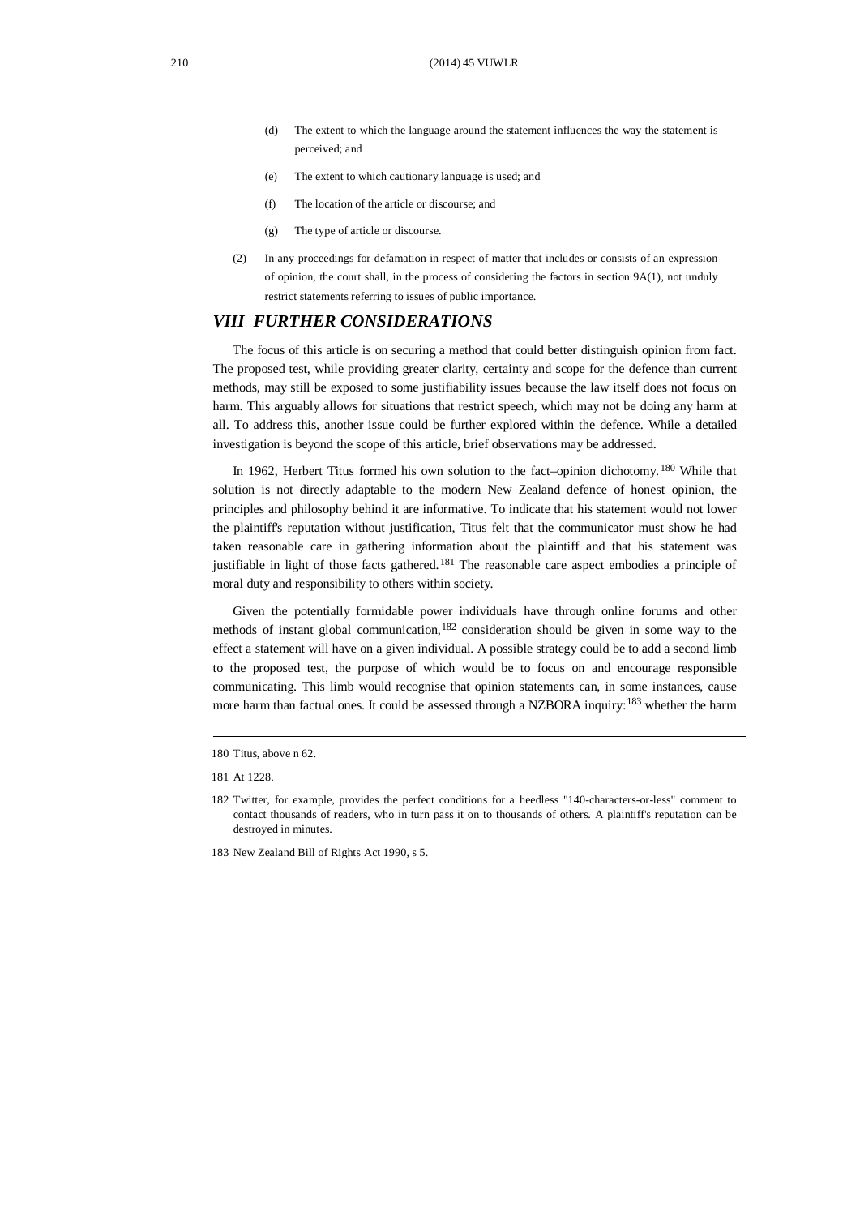(d) The extent to which the language around the statement influences the way the statement is perceived; and

(e) The extent to which cautionary language is used; and

(f) The location of the article or discourse; and

(g) The type of article or discourse.

(2) In any proceedings for defamation in respect of matter that includes or consists of an expression of opinion, the court shall, in the process of considering the factors in section 9A(1), not unduly restrict statements referring to issues of public importance.

## *VIII FURTHER CONSIDERATIONS*

The focus of this article is on securing a method that could better distinguish opinion from fact. The proposed test, while providing greater clarity, certainty and scope for the defence than current methods, may still be exposed to some justifiability issues because the law itself does not focus on harm. This arguably allows for situations that restrict speech, which may not be doing any harm at all. To address this, another issue could be further explored within the defence. While a detailed investigation is beyond the scope of this article, brief observations may be addressed.

In 1962, Herbert Titus formed his own solution to the fact–opinion dichotomy.[180] While that solution is not directly adaptable to the modern New Zealand defence of honest opinion, the principles and philosophy behind it are informative. To indicate that his statement would not lower the plaintiff's reputation without justification, Titus felt that the communicator must show he had taken reasonable care in gathering information about the plaintiff and that his statement was justifiable in light of those facts gathered.[181] The reasonable care aspect embodies a principle of moral duty and responsibility to others within society.

Given the potentially formidable power individuals have through online forums and other methods of instant global communication,[182] consideration should be given in some way to the effect a statement will have on a given individual. A possible strategy could be to add a second limb to the proposed test, the purpose of which would be to focus on and encourage responsible communicating. This limb would recognise that opinion statements can, in some instances, cause more harm than factual ones. It could be assessed through a NZBORA inquiry:[183] whether the harm

---

180 Titus, above n 62.

181 At 1228.

182 Twitter, for example, provides the perfect conditions for a heedless "140-characters-or-less" comment to contact thousands of readers, who in turn pass it on to thousands of others. A plaintiff's reputation can be destroyed in minutes.

183 New Zealand Bill of Rights Act 1990, s 5.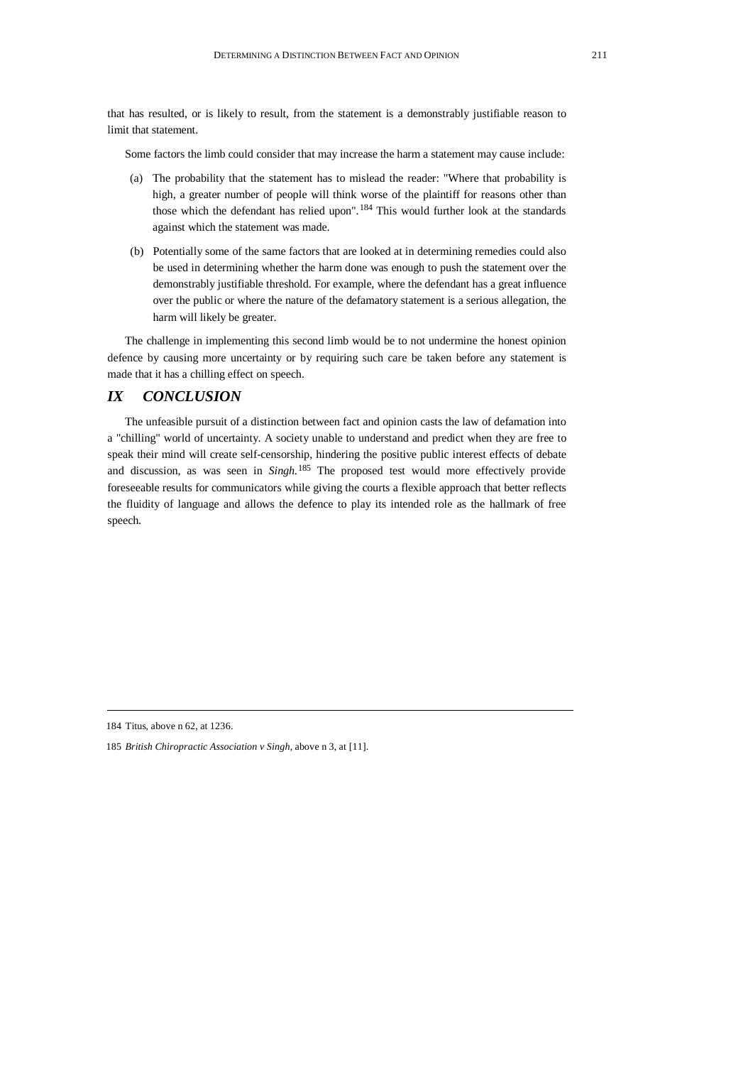that has resulted, or is likely to result, from the statement is a demonstrably justifiable reason to limit that statement.

Some factors the limb could consider that may increase the harm a statement may cause include:

(a) The probability that the statement has to mislead the reader: "Where that probability is high, a greater number of people will think worse of the plaintiff for reasons other than those which the defendant has relied upon".[184] This would further look at the standards against which the statement was made.

(b) Potentially some of the same factors that are looked at in determining remedies could also be used in determining whether the harm done was enough to push the statement over the demonstrably justifiable threshold. For example, where the defendant has a great influence over the public or where the nature of the defamatory statement is a serious allegation, the harm will likely be greater.

The challenge in implementing this second limb would be to not undermine the honest opinion defence by causing more uncertainty or by requiring such care be taken before any statement is made that it has a chilling effect on speech.

## *IX CONCLUSION*

The unfeasible pursuit of a distinction between fact and opinion casts the law of defamation into a "chilling" world of uncertainty. A society unable to understand and predict when they are free to speak their mind will create self-censorship, hindering the positive public interest effects of debate and discussion, as was seen in *Singh*.[185] The proposed test would more effectively provide foreseeable results for communicators while giving the courts a flexible approach that better reflects the fluidity of language and allows the defence to play its intended role as the hallmark of free speech.

---

184 Titus, above n 62, at 1236.

185 *British Chiropractic Association v Singh*, above n 3, at [11].